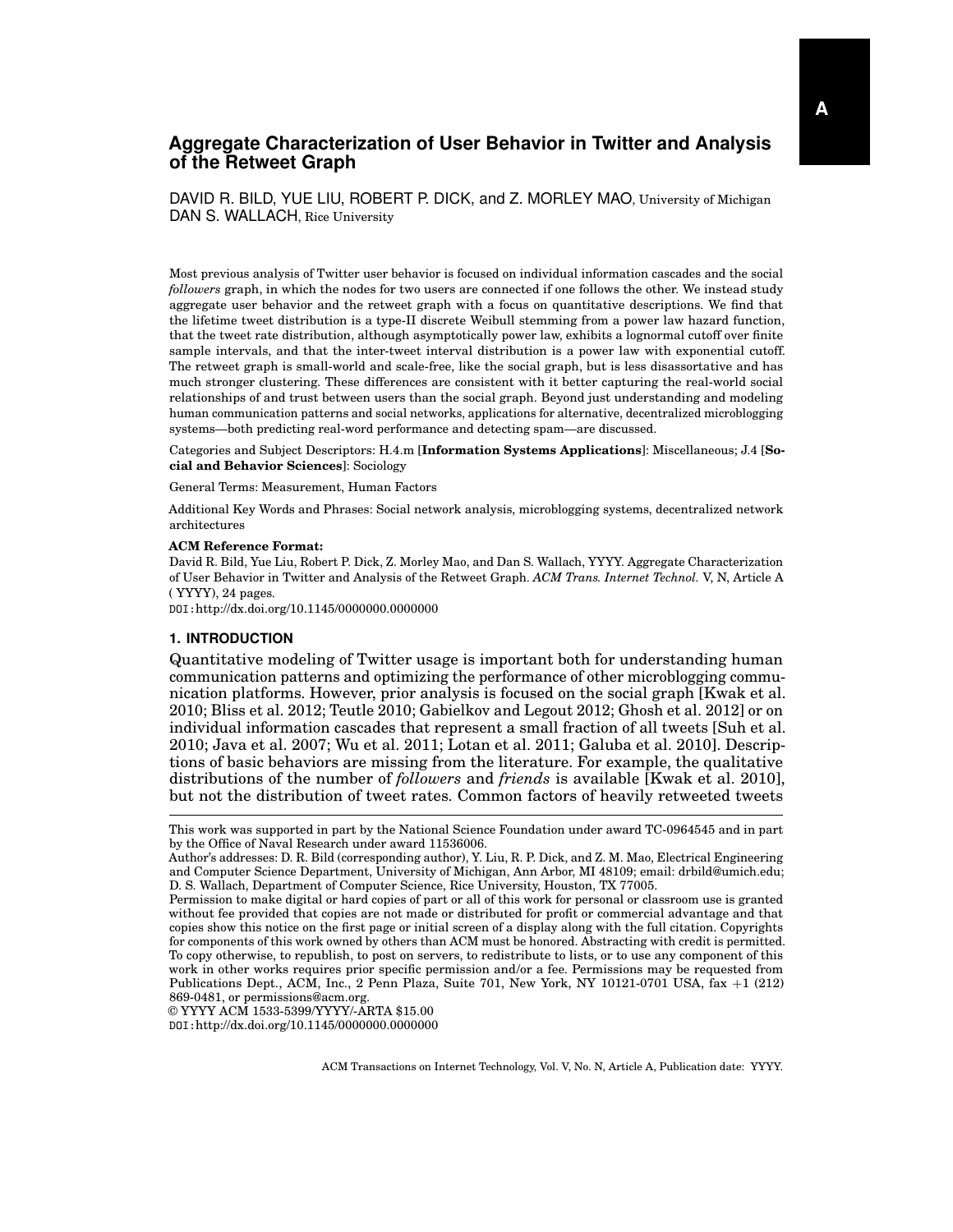# Aggregate Characterization of User Behavior in Twitter and Analysis of the Retweet Graph

DAVID R. BILD, YUE LIU, ROBERT P. DICK, and Z. MORLEY MAO, University of Michigan
DAN S. WALLACH, Rice University

Most previous analysis of Twitter user behavior is focused on individual information cascades and the social *followers* graph, in which the nodes for two users are connected if one follows the other. We instead study aggregate user behavior and the retweet graph with a focus on quantitative descriptions. We find that the lifetime tweet distribution is a type-II discrete Weibull stemming from a power law hazard function, that the tweet rate distribution, although asymptotically power law, exhibits a lognormal cutoff over finite sample intervals, and that the inter-tweet interval distribution is a power law with exponential cutoff. The retweet graph is small-world and scale-free, like the social graph, but is less disassortative and has much stronger clustering. These differences are consistent with it better capturing the real-world social relationships of and trust between users than the social graph. Beyond just understanding and modeling human communication patterns and social networks, applications for alternative, decentralized microblogging systems—both predicting real-word performance and detecting spam—are discussed.

Categories and Subject Descriptors: H.4.m [**Information Systems Applications**]: Miscellaneous; J.4 [**Social and Behavior Sciences**]: Sociology

General Terms: Measurement, Human Factors

Additional Key Words and Phrases: Social network analysis, microblogging systems, decentralized network architectures

**ACM Reference Format:**
David R. Bild, Yue Liu, Robert P. Dick, Z. Morley Mao, and Dan S. Wallach, YYYY. Aggregate Characterization of User Behavior in Twitter and Analysis of the Retweet Graph. *ACM Trans. Internet Technol.* V, N, Article A ( YYYY), 24 pages.
DOI:http://dx.doi.org/10.1145/0000000.0000000

## 1. INTRODUCTION

Quantitative modeling of Twitter usage is important both for understanding human communication patterns and optimizing the performance of other microblogging communication platforms. However, prior analysis is focused on the social graph [Kwak et al. 2010; Bliss et al. 2012; Teutle 2010; Gabielkov and Legout 2012; Ghosh et al. 2012] or on individual information cascades that represent a small fraction of all tweets [Suh et al. 2010; Java et al. 2007; Wu et al. 2011; Lotan et al. 2011; Galuba et al. 2010]. Descriptions of basic behaviors are missing from the literature. For example, the qualitative distributions of the number of *followers* and *friends* is available [Kwak et al. 2010], but not the distribution of tweet rates. Common factors of heavily retweeted tweets

---

This work was supported in part by the National Science Foundation under award TC-0964545 and in part by the Office of Naval Research under award 11536006.
Author's addresses: D. R. Bild (corresponding author), Y. Liu, R. P. Dick, and Z. M. Mao, Electrical Engineering and Computer Science Department, University of Michigan, Ann Arbor, MI 48109; email: drbild@umich.edu; D. S. Wallach, Department of Computer Science, Rice University, Houston, TX 77005.
Permission to make digital or hard copies of part or all of this work for personal or classroom use is granted without fee provided that copies are not made or distributed for profit or commercial advantage and that copies show this notice on the first page or initial screen of a display along with the full citation. Copyrights for components of this work owned by others than ACM must be honored. Abstracting with credit is permitted. To copy otherwise, to republish, to post on servers, to redistribute to lists, or to use any component of this work in other works requires prior specific permission and/or a fee. Permissions may be requested from Publications Dept., ACM, Inc., 2 Penn Plaza, Suite 701, New York, NY 10121-0701 USA, fax +1 (212) 869-0481, or permissions@acm.org.
© YYYY ACM 1533-5399/YYYY/-ARTA $15.00
DOI:http://dx.doi.org/10.1145/0000000.0000000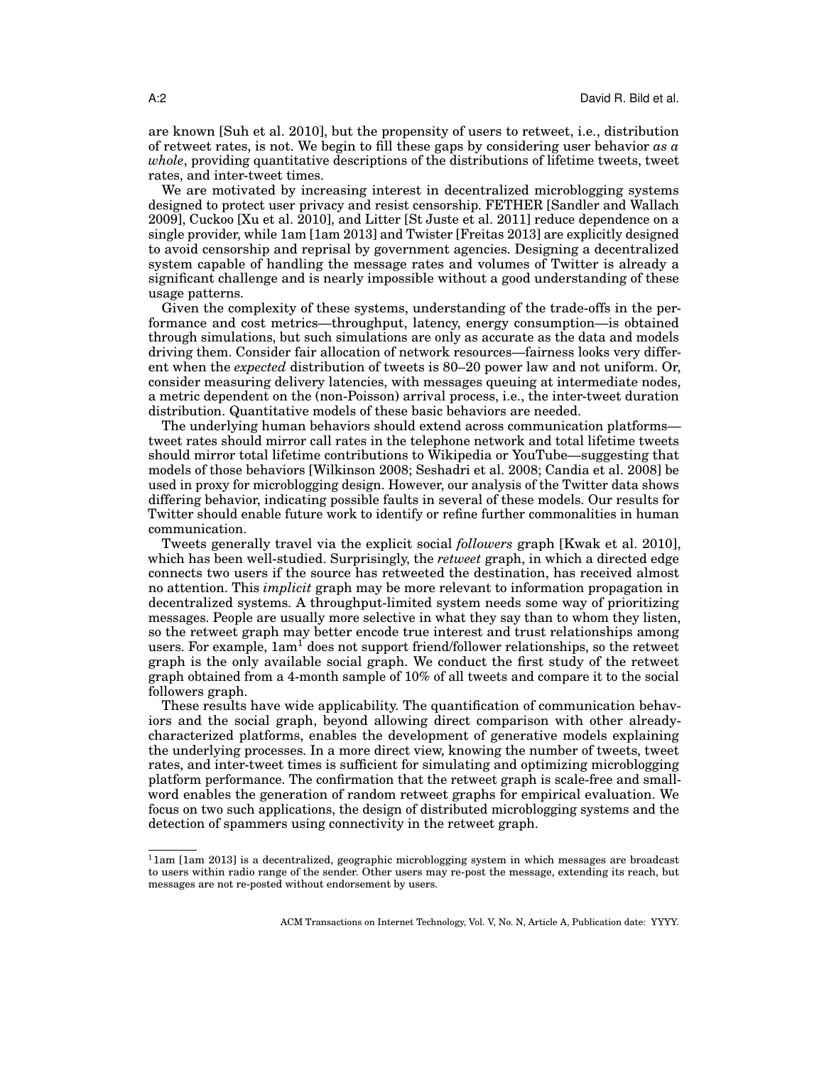are known [Suh et al. 2010], but the propensity of users to retweet, i.e., distribution of retweet rates, is not. We begin to fill these gaps by considering user behavior *as a whole*, providing quantitative descriptions of the distributions of lifetime tweets, tweet rates, and inter-tweet times.

We are motivated by increasing interest in decentralized microblogging systems designed to protect user privacy and resist censorship. FETHER [Sandler and Wallach 2009], Cuckoo [Xu et al. 2010], and Litter [St Juste et al. 2011] reduce dependence on a single provider, while 1am [1am 2013] and Twister [Freitas 2013] are explicitly designed to avoid censorship and reprisal by government agencies. Designing a decentralized system capable of handling the message rates and volumes of Twitter is already a significant challenge and is nearly impossible without a good understanding of these usage patterns.

Given the complexity of these systems, understanding of the trade-offs in the performance and cost metrics—throughput, latency, energy consumption—is obtained through simulations, but such simulations are only as accurate as the data and models driving them. Consider fair allocation of network resources—fairness looks very different when the *expected* distribution of tweets is 80–20 power law and not uniform. Or, consider measuring delivery latencies, with messages queuing at intermediate nodes, a metric dependent on the (non-Poisson) arrival process, i.e., the inter-tweet duration distribution. Quantitative models of these basic behaviors are needed.

The underlying human behaviors should extend across communication platforms—tweet rates should mirror call rates in the telephone network and total lifetime tweets should mirror total lifetime contributions to Wikipedia or YouTube—suggesting that models of those behaviors [Wilkinson 2008; Seshadri et al. 2008; Candia et al. 2008] be used in proxy for microblogging design. However, our analysis of the Twitter data shows differing behavior, indicating possible faults in several of these models. Our results for Twitter should enable future work to identify or refine further commonalities in human communication.

Tweets generally travel via the explicit social *followers* graph [Kwak et al. 2010], which has been well-studied. Surprisingly, the *retweet* graph, in which a directed edge connects two users if the source has retweeted the destination, has received almost no attention. This *implicit* graph may be more relevant to information propagation in decentralized systems. A throughput-limited system needs some way of prioritizing messages. People are usually more selective in what they say than to whom they listen, so the retweet graph may better encode true interest and trust relationships among users. For example, 1am[1] does not support friend/follower relationships, so the retweet graph is the only available social graph. We conduct the first study of the retweet graph obtained from a 4-month sample of 10% of all tweets and compare it to the social followers graph.

These results have wide applicability. The quantification of communication behaviors and the social graph, beyond allowing direct comparison with other already-characterized platforms, enables the development of generative models explaining the underlying processes. In a more direct view, knowing the number of tweets, tweet rates, and inter-tweet times is sufficient for simulating and optimizing microblogging platform performance. The confirmation that the retweet graph is scale-free and small-word enables the generation of random retweet graphs for empirical evaluation. We focus on two such applications, the design of distributed microblogging systems and the detection of spammers using connectivity in the retweet graph.

---

[1] 1am [1am 2013] is a decentralized, geographic microblogging system in which messages are broadcast to users within radio range of the sender. Other users may re-post the message, extending its reach, but messages are not re-posted without endorsement by users.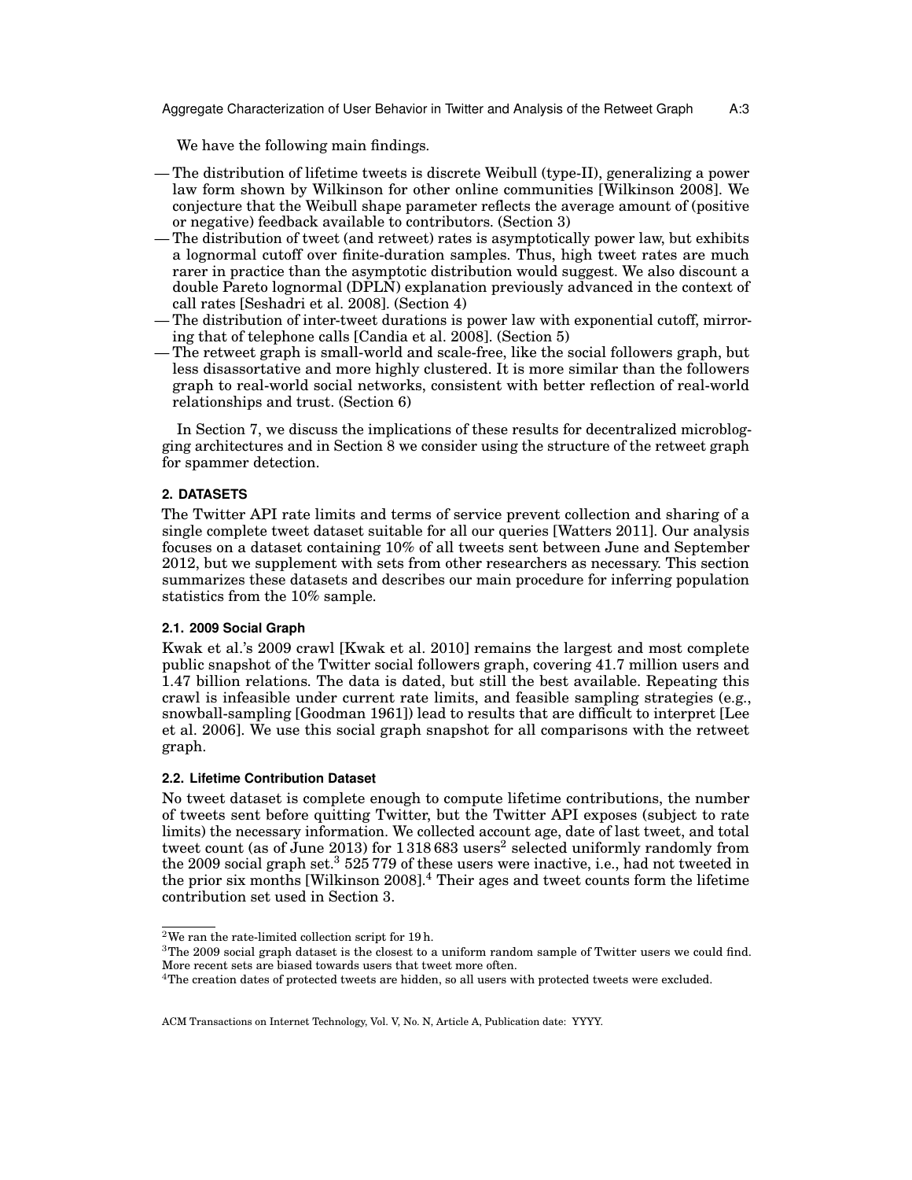We have the following main findings.

- The distribution of lifetime tweets is discrete Weibull (type-II), generalizing a power law form shown by Wilkinson for other online communities [Wilkinson 2008]. We conjecture that the Weibull shape parameter reflects the average amount of (positive or negative) feedback available to contributors. (Section 3)
- The distribution of tweet (and retweet) rates is asymptotically power law, but exhibits a lognormal cutoff over finite-duration samples. Thus, high tweet rates are much rarer in practice than the asymptotic distribution would suggest. We also discount a double Pareto lognormal (DPLN) explanation previously advanced in the context of call rates [Seshadri et al. 2008]. (Section 4)
- The distribution of inter-tweet durations is power law with exponential cutoff, mirroring that of telephone calls [Candia et al. 2008]. (Section 5)
- The retweet graph is small-world and scale-free, like the social followers graph, but less disassortative and more highly clustered. It is more similar than the followers graph to real-world social networks, consistent with better reflection of real-world relationships and trust. (Section 6)

In Section 7, we discuss the implications of these results for decentralized microblogging architectures and in Section 8 we consider using the structure of the retweet graph for spammer detection.

## 2. DATASETS

The Twitter API rate limits and terms of service prevent collection and sharing of a single complete tweet dataset suitable for all our queries [Watters 2011]. Our analysis focuses on a dataset containing 10% of all tweets sent between June and September 2012, but we supplement with sets from other researchers as necessary. This section summarizes these datasets and describes our main procedure for inferring population statistics from the 10% sample.

### 2.1. 2009 Social Graph

Kwak et al.'s 2009 crawl [Kwak et al. 2010] remains the largest and most complete public snapshot of the Twitter social followers graph, covering 41.7 million users and 1.47 billion relations. The data is dated, but still the best available. Repeating this crawl is infeasible under current rate limits, and feasible sampling strategies (e.g., snowball-sampling [Goodman 1961]) lead to results that are difficult to interpret [Lee et al. 2006]. We use this social graph snapshot for all comparisons with the retweet graph.

### 2.2. Lifetime Contribution Dataset

No tweet dataset is complete enough to compute lifetime contributions, the number of tweets sent before quitting Twitter, but the Twitter API exposes (subject to rate limits) the necessary information. We collected account age, date of last tweet, and total tweet count (as of June 2013) for 1 318 683 users[2] selected uniformly randomly from the 2009 social graph set.[3] 525 779 of these users were inactive, i.e., had not tweeted in the prior six months [Wilkinson 2008].[4] Their ages and tweet counts form the lifetime contribution set used in Section 3.

---

[2]We ran the rate-limited collection script for 19 h.

[3]The 2009 social graph dataset is the closest to a uniform random sample of Twitter users we could find. More recent sets are biased towards users that tweet more often.

[4]The creation dates of protected tweets are hidden, so all users with protected tweets were excluded.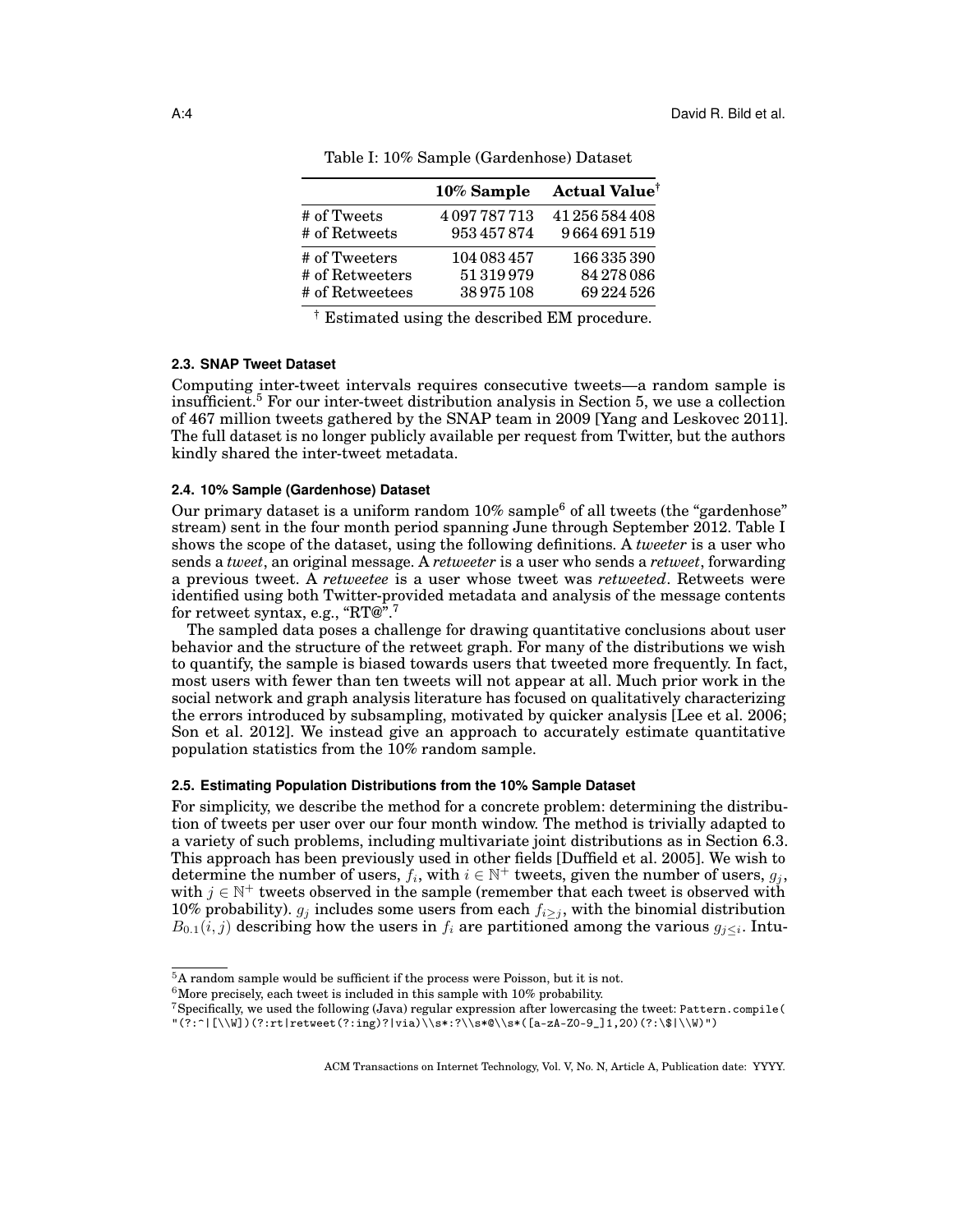Table I: 10% Sample (Gardenhose) Dataset

| | **10% Sample** | **Actual Value**[†] |
|---|---|---|
| # of Tweets | 4 097 787 713 | 41 256 584 408 |
| # of Retweets | 953 457 874 | 9 664 691 519 |
| # of Tweeters | 104 083 457 | 166 335 390 |
| # of Retweeters | 51 319 979 | 84 278 086 |
| # of Retweetees | 38 975 108 | 69 224 526 |

[†] Estimated using the described EM procedure.

### 2.3. SNAP Tweet Dataset

Computing inter-tweet intervals requires consecutive tweets—a random sample is insufficient.[5] For our inter-tweet distribution analysis in Section 5, we use a collection of 467 million tweets gathered by the SNAP team in 2009 [Yang and Leskovec 2011]. The full dataset is no longer publicly available per request from Twitter, but the authors kindly shared the inter-tweet metadata.

### 2.4. 10% Sample (Gardenhose) Dataset

Our primary dataset is a uniform random 10% sample[6] of all tweets (the "gardenhose" stream) sent in the four month period spanning June through September 2012. Table I shows the scope of the dataset, using the following definitions. A *tweeter* is a user who sends a *tweet*, an original message. A *retweeter* is a user who sends a *retweet*, forwarding a previous tweet. A *retweetee* is a user whose tweet was *retweeted*. Retweets were identified using both Twitter-provided metadata and analysis of the message contents for retweet syntax, e.g., "RT@".[7]

The sampled data poses a challenge for drawing quantitative conclusions about user behavior and the structure of the retweet graph. For many of the distributions we wish to quantify, the sample is biased towards users that tweeted more frequently. In fact, most users with fewer than ten tweets will not appear at all. Much prior work in the social network and graph analysis literature has focused on qualitatively characterizing the errors introduced by subsampling, motivated by quicker analysis [Lee et al. 2006; Son et al. 2012]. We instead give an approach to accurately estimate quantitative population statistics from the 10% random sample.

### 2.5. Estimating Population Distributions from the 10% Sample Dataset

For simplicity, we describe the method for a concrete problem: determining the distribution of tweets per user over our four month window. The method is trivially adapted to a variety of such problems, including multivariate joint distributions as in Section 6.3. This approach has been previously used in other fields [Duffield et al. 2005]. We wish to determine the number of users, $f_i$, with $i \in \mathbb{N}^+$ tweets, given the number of users, $g_j$, with $j \in \mathbb{N}^+$ tweets observed in the sample (remember that each tweet is observed with 10% probability). $g_j$ includes some users from each $f_{i \geq j}$, with the binomial distribution $B_{0.1}(i, j)$ describing how the users in $f_i$ are partitioned among the various $g_{j \leq i}$. Intu-

---

[5] A random sample would be sufficient if the process were Poisson, but it is not.

[6] More precisely, each tweet is included in this sample with 10% probability.

[7] Specifically, we used the following (Java) regular expression after lowercasing the tweet: `Pattern.compile( "(?:^|[\\W])(?:rt|retweet(?:ing)?|via)\\s*:?\\s*@\\s*([a-zA-Z0-9_]1,20)(?:\\$|\\W)")`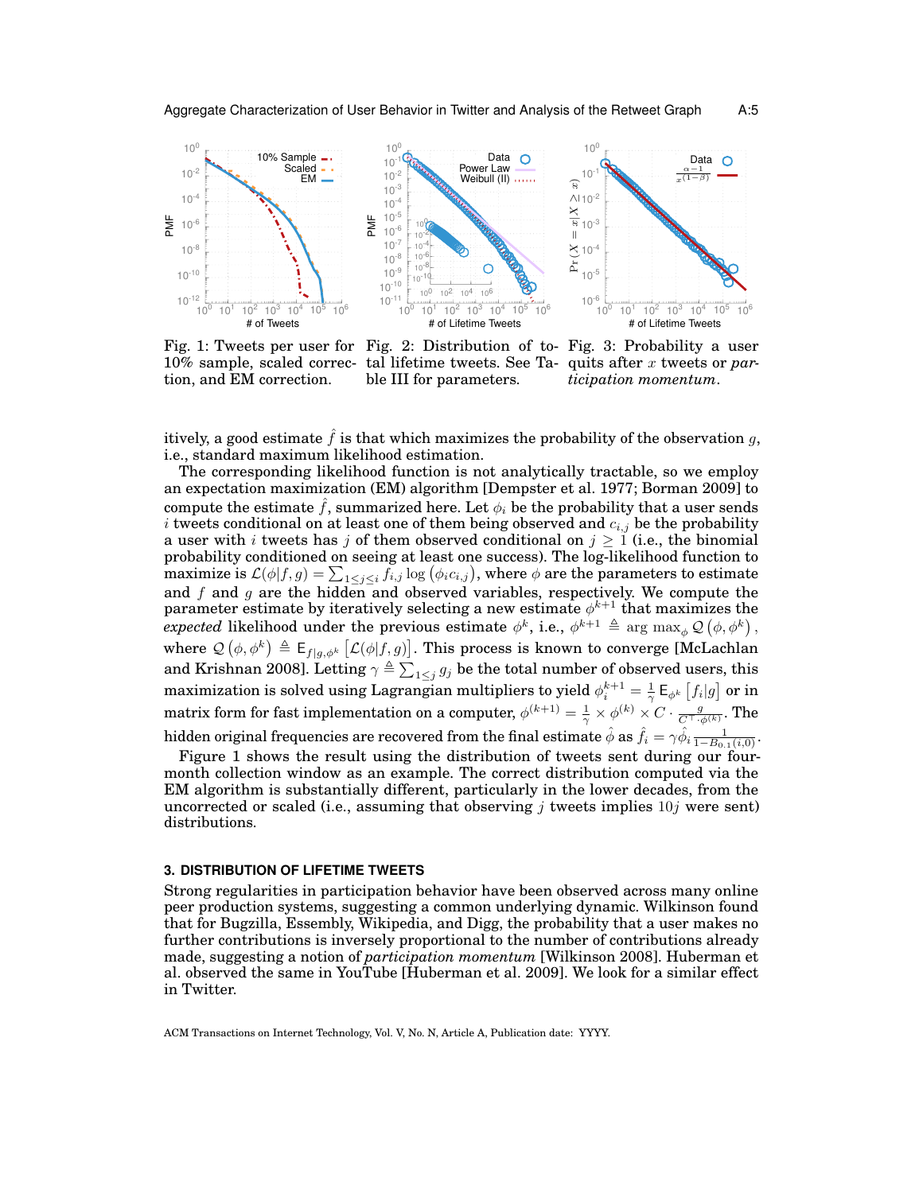Fig. 1: Tweets per user for 10% sample, scaled correction, and EM correction.

Fig. 2: Distribution of total lifetime tweets. See Table III for parameters.

Fig. 3: Probability a user quits after $x$ tweets or *participation momentum*.

itively, a good estimate $\hat{f}$ is that which maximizes the probability of the observation $g$, i.e., standard maximum likelihood estimation.

The corresponding likelihood function is not analytically tractable, so we employ an expectation maximization (EM) algorithm [Dempster et al. 1977; Borman 2009] to compute the estimate $\hat{f}$, summarized here. Let $\phi_i$ be the probability that a user sends $i$ tweets conditional on at least one of them being observed and $c_{i,j}$ be the probability a user with $i$ tweets has $j$ of them observed conditional on $j \geq 1$ (i.e., the binomial probability conditioned on seeing at least one success). The log-likelihood function to maximize is $\mathcal{L}(\phi|f,g) = \sum_{1 \leq j \leq i} f_{i,j} \log\left(\phi_i c_{i,j}\right)$, where $\phi$ are the parameters to estimate and $f$ and $g$ are the hidden and observed variables, respectively. We compute the parameter estimate by iteratively selecting a new estimate $\phi^{k+1}$ that maximizes the *expected* likelihood under the previous estimate $\phi^k$, i.e., $\phi^{k+1} \triangleq \arg\max_\phi \mathcal{Q}\left(\phi, \phi^k\right)$, where $\mathcal{Q}\left(\phi, \phi^k\right) \triangleq \mathsf{E}_{f|g,\phi^k}\left[\mathcal{L}(\phi|f,g)\right]$. This process is known to converge [McLachlan and Krishnan 2008]. Letting $\gamma \triangleq \sum_{1 \leq j} g_j$ be the total number of observed users, this maximization is solved using Lagrangian multipliers to yield $\phi_i^{k+1} = \frac{1}{\gamma}\mathsf{E}_{\phi^k}\left[f_i|g\right]$ or in matrix form for fast implementation on a computer, $\phi^{(k+1)} = \frac{1}{\gamma} \times \phi^{(k)} \times C \cdot \frac{g}{C^\top \cdot \phi^{(k)}}$. The hidden original frequencies are recovered from the final estimate $\hat{\phi}$ as $\hat{f}_i = \gamma \hat{\phi}_i \frac{1}{1 - B_{0.1}(i,0)}$.

Figure 1 shows the result using the distribution of tweets sent during our four-month collection window as an example. The correct distribution computed via the EM algorithm is substantially different, particularly in the lower decades, from the uncorrected or scaled (i.e., assuming that observing $j$ tweets implies $10j$ were sent) distributions.

## 3. DISTRIBUTION OF LIFETIME TWEETS

Strong regularities in participation behavior have been observed across many online peer production systems, suggesting a common underlying dynamic. Wilkinson found that for Bugzilla, Essembly, Wikipedia, and Digg, the probability that a user makes no further contributions is inversely proportional to the number of contributions already made, suggesting a notion of *participation momentum* [Wilkinson 2008]. Huberman et al. observed the same in YouTube [Huberman et al. 2009]. We look for a similar effect in Twitter.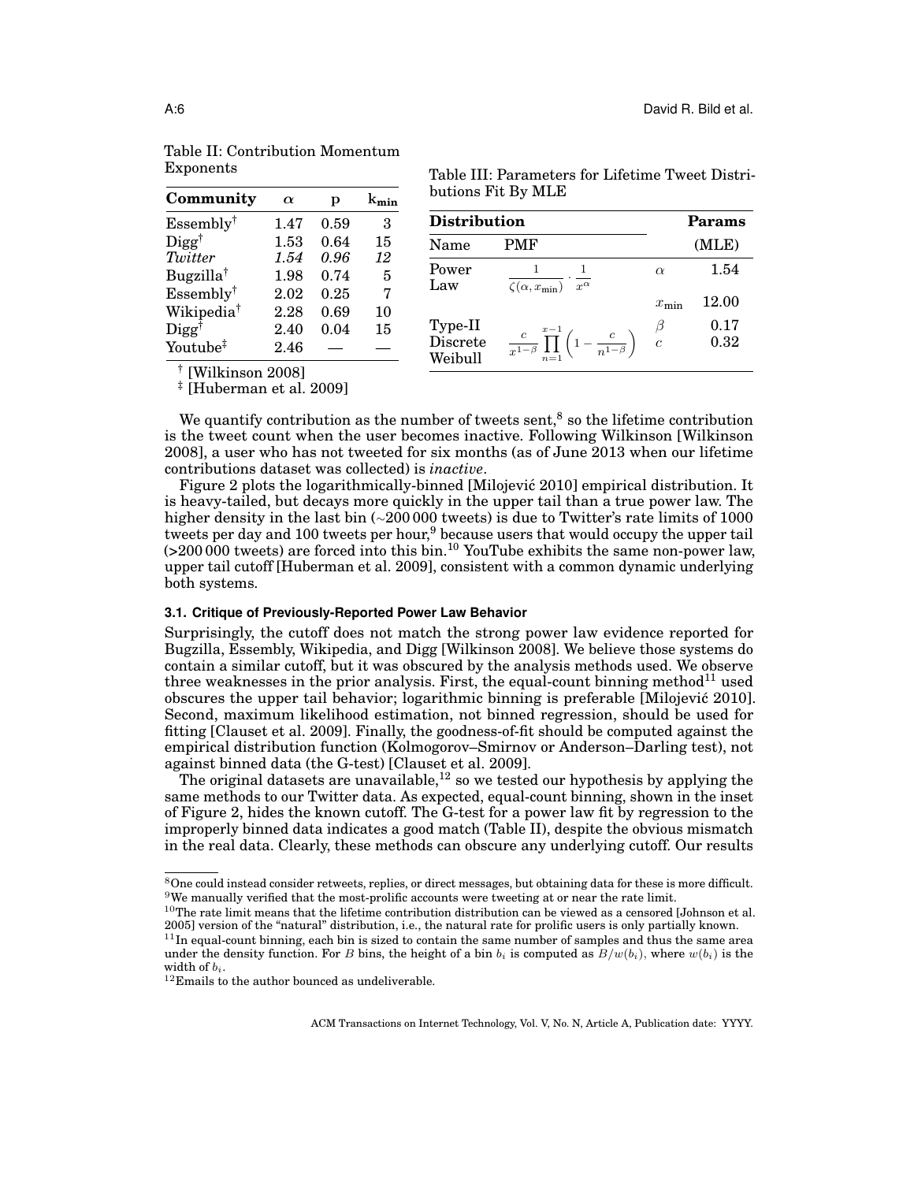Table II: Contribution Momentum Exponents

| Community | $\alpha$ | p | $k_{min}$ |
|---|---|---|---|
| Essembly[†] | 1.47 | 0.59 | 3 |
| Digg[†] | 1.53 | 0.64 | 15 |
| *Twitter* | *1.54* | *0.96* | *12* |
| Bugzilla[†] | 1.98 | 0.74 | 5 |
| Essembly[†] | 2.02 | 0.25 | 7 |
| Wikipedia[†] | 2.28 | 0.69 | 10 |
| Digg[†] | 2.40 | 0.04 | 15 |
| Youtube[‡] | 2.46 | — | — |

[†] [Wilkinson 2008]
[‡] [Huberman et al. 2009]

Table III: Parameters for Lifetime Tweet Distributions Fit By MLE

| Distribution | | Params | |
|---|---|---|---|
| Name | PMF | (MLE) | |
| Power Law | $\frac{1}{\zeta(\alpha, x_{\min})} \cdot \frac{1}{x^{\alpha}}$ | $\alpha$ | 1.54 |
| | | $x_{\min}$ | 12.00 |
| Type-II Discrete Weibull | $\frac{c}{x^{1-\beta}} \prod_{n=1}^{x-1} \left(1 - \frac{c}{n^{1-\beta}}\right)$ | $\beta$ <br> $c$ | 0.17 <br> 0.32 |

We quantify contribution as the number of tweets sent,[8] so the lifetime contribution is the tweet count when the user becomes inactive. Following Wilkinson [Wilkinson 2008], a user who has not tweeted for six months (as of June 2013 when our lifetime contributions dataset was collected) is *inactive*.

Figure 2 plots the logarithmically-binned [Milojević 2010] empirical distribution. It is heavy-tailed, but decays more quickly in the upper tail than a true power law. The higher density in the last bin (~200 000 tweets) is due to Twitter's rate limits of 1000 tweets per day and 100 tweets per hour,[9] because users that would occupy the upper tail (>200 000 tweets) are forced into this bin.[10] YouTube exhibits the same non-power law, upper tail cutoff [Huberman et al. 2009], consistent with a common dynamic underlying both systems.

### 3.1. Critique of Previously-Reported Power Law Behavior

Surprisingly, the cutoff does not match the strong power law evidence reported for Bugzilla, Essembly, Wikipedia, and Digg [Wilkinson 2008]. We believe those systems do contain a similar cutoff, but it was obscured by the analysis methods used. We observe three weaknesses in the prior analysis. First, the equal-count binning method[11] used obscures the upper tail behavior; logarithmic binning is preferable [Milojević 2010]. Second, maximum likelihood estimation, not binned regression, should be used for fitting [Clauset et al. 2009]. Finally, the goodness-of-fit should be computed against the empirical distribution function (Kolmogorov–Smirnov or Anderson–Darling test), not against binned data (the G-test) [Clauset et al. 2009].

The original datasets are unavailable,[12] so we tested our hypothesis by applying the same methods to our Twitter data. As expected, equal-count binning, shown in the inset of Figure 2, hides the known cutoff. The G-test for a power law fit by regression to the improperly binned data indicates a good match (Table II), despite the obvious mismatch in the real data. Clearly, these methods can obscure any underlying cutoff. Our results

[8] One could instead consider retweets, replies, or direct messages, but obtaining data for these is more difficult.
[9] We manually verified that the most-prolific accounts were tweeting at or near the rate limit.
[10] The rate limit means that the lifetime contribution distribution can be viewed as a censored [Johnson et al. 2005] version of the "natural" distribution, i.e., the natural rate for prolific users is only partially known.
[11] In equal-count binning, each bin is sized to contain the same number of samples and thus the same area under the density function. For $B$ bins, the height of a bin $b_i$ is computed as $B/w(b_i)$, where $w(b_i)$ is the width of $b_i$.
[12] Emails to the author bounced as undeliverable.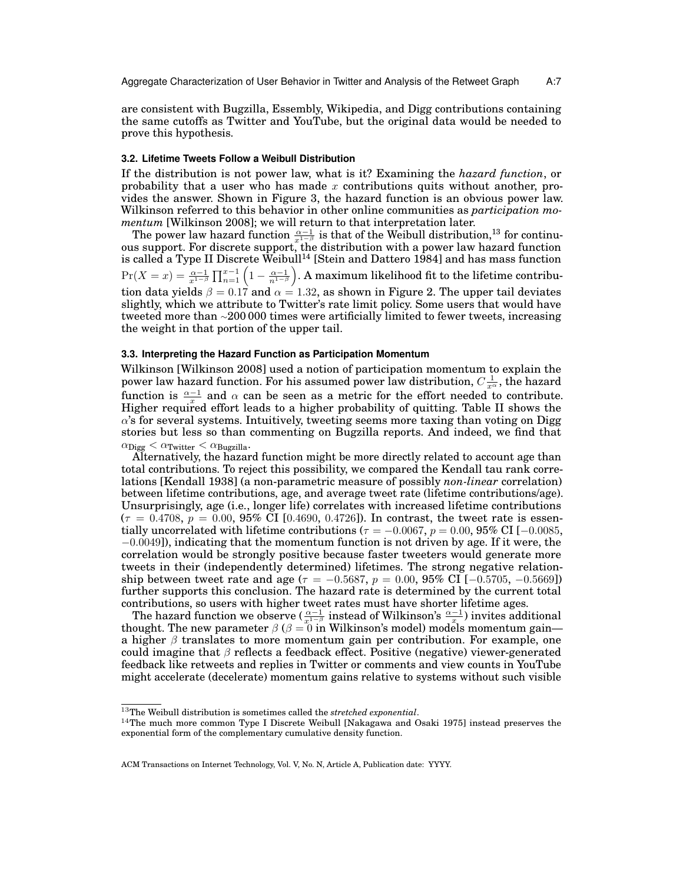are consistent with Bugzilla, Essembly, Wikipedia, and Digg contributions containing the same cutoffs as Twitter and YouTube, but the original data would be needed to prove this hypothesis.

### 3.2. Lifetime Tweets Follow a Weibull Distribution

If the distribution is not power law, what is it? Examining the *hazard function*, or probability that a user who has made $x$ contributions quits without another, provides the answer. Shown in Figure 3, the hazard function is an obvious power law. Wilkinson referred to this behavior in other online communities as *participation momentum* [Wilkinson 2008]; we will return to that interpretation later.

The power law hazard function $\frac{\alpha-1}{x^{1-\beta}}$ is that of the Weibull distribution,[13] for continuous support. For discrete support, the distribution with a power law hazard function is called a Type II Discrete Weibull[14] [Stein and Dattero 1984] and has mass function $\Pr(X = x) = \frac{\alpha-1}{x^{1-\beta}} \prod_{n=1}^{x-1} \left(1 - \frac{\alpha-1}{n^{1-\beta}}\right)$. A maximum likelihood fit to the lifetime contribution data yields $\beta = 0.17$ and $\alpha = 1.32$, as shown in Figure 2. The upper tail deviates slightly, which we attribute to Twitter's rate limit policy. Some users that would have tweeted more than ~200 000 times were artificially limited to fewer tweets, increasing the weight in that portion of the upper tail.

### 3.3. Interpreting the Hazard Function as Participation Momentum

Wilkinson [Wilkinson 2008] used a notion of participation momentum to explain the power law hazard function. For his assumed power law distribution, $C\frac{1}{x^{\alpha}}$, the hazard function is $\frac{\alpha-1}{x}$ and $\alpha$ can be seen as a metric for the effort needed to contribute. Higher required effort leads to a higher probability of quitting. Table II shows the $\alpha$'s for several systems. Intuitively, tweeting seems more taxing than voting on Digg stories but less so than commenting on Bugzilla reports. And indeed, we find that $\alpha_{\text{Digg}} < \alpha_{\text{Twitter}} < \alpha_{\text{Bugzilla}}$.

Alternatively, the hazard function might be more directly related to account age than total contributions. To reject this possibility, we compared the Kendall tau rank correlations [Kendall 1938] (a non-parametric measure of possibly *non-linear* correlation) between lifetime contributions, age, and average tweet rate (lifetime contributions/age). Unsurprisingly, age (i.e., longer life) correlates with increased lifetime contributions ($\tau = 0.4708$, $p = 0.00$, **95%** CI [$0.4690$, $0.4726$]). In contrast, the tweet rate is essentially uncorrelated with lifetime contributions ($\tau = -0.0067$, $p = 0.00$, **95%** CI [$-0.0085$, $-0.0049$]), indicating that the momentum function is not driven by age. If it were, the correlation would be strongly positive because faster tweeters would generate more tweets in their (independently determined) lifetimes. The strong negative relationship between tweet rate and age ($\tau = -0.5687$, $p = 0.00$, **95%** CI [$-0.5705$, $-0.5669$]) further supports this conclusion. The hazard rate is determined by the current total contributions, so users with higher tweet rates must have shorter lifetime ages.

The hazard function we observe ($\frac{\alpha-1}{x^{1-\beta}}$ instead of Wilkinson's $\frac{\alpha-1}{x}$) invites additional thought. The new parameter $\beta$ ($\beta = 0$ in Wilkinson's model) models momentum gain—a higher $\beta$ translates to more momentum gain per contribution. For example, one could imagine that $\beta$ reflects a feedback effect. Positive (negative) viewer-generated feedback like retweets and replies in Twitter or comments and view counts in YouTube might accelerate (decelerate) momentum gains relative to systems without such visible

[13] The Weibull distribution is sometimes called the *stretched exponential*.

[14] The much more common Type I Discrete Weibull [Nakagawa and Osaki 1975] instead preserves the exponential form of the complementary cumulative density function.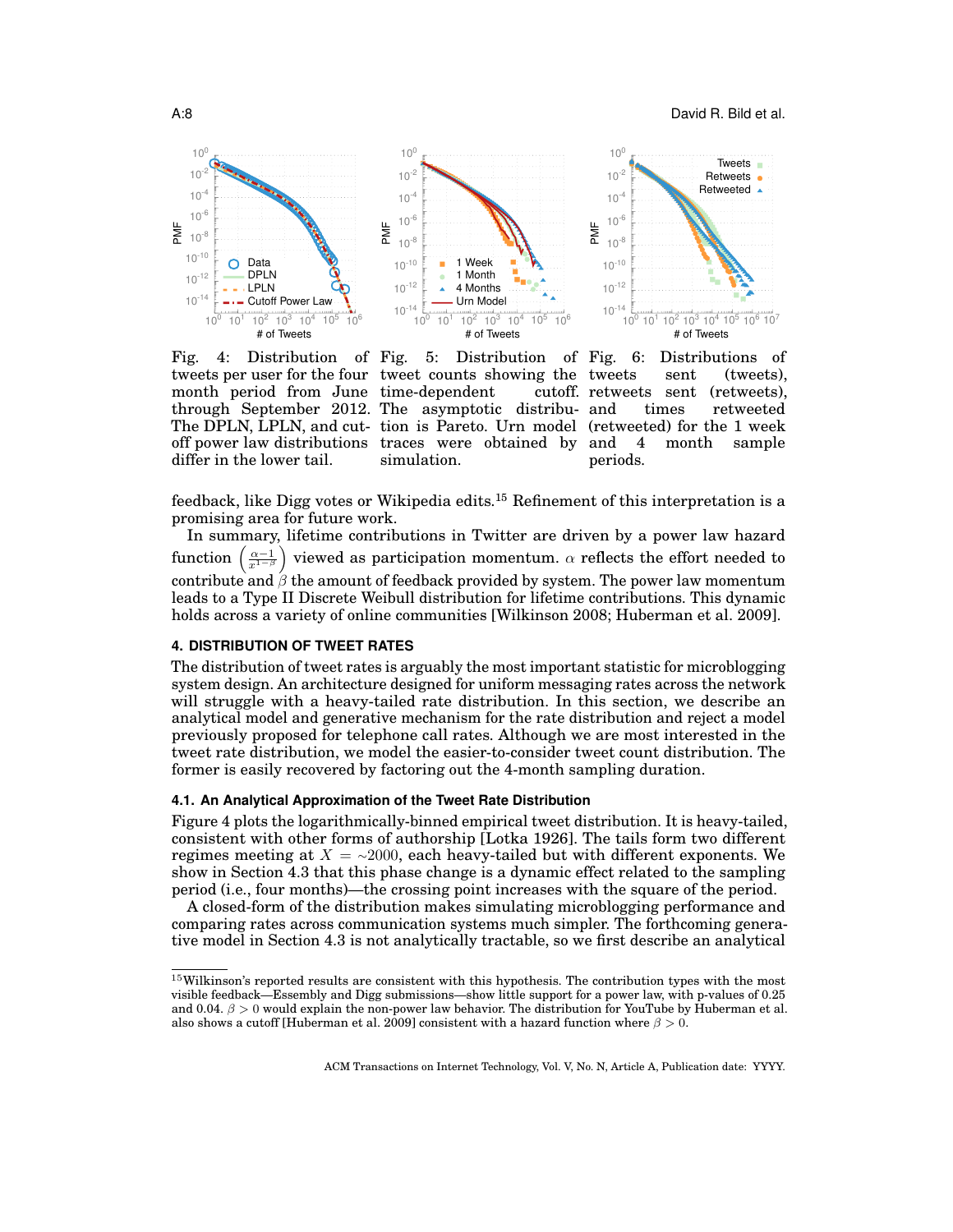Fig. 4: Distribution of tweets per user for the four month period from June through September 2012. The DPLN, LPLN, and cutoff power law distributions differ in the lower tail.

Fig. 5: Distribution of tweet counts showing the time-dependent cutoff. The asymptotic distribution is Pareto. Urn model traces were obtained by simulation.

Fig. 6: Distributions of tweets sent (tweets), retweets sent (retweets), and times retweeted (retweeted) for the 1 week and 4 month sample periods.

feedback, like Digg votes or Wikipedia edits.[15] Refinement of this interpretation is a promising area for future work.

In summary, lifetime contributions in Twitter are driven by a power law hazard function $\left(\frac{\alpha-1}{x^{1-\beta}}\right)$ viewed as participation momentum. $\alpha$ reflects the effort needed to contribute and $\beta$ the amount of feedback provided by system. The power law momentum leads to a Type II Discrete Weibull distribution for lifetime contributions. This dynamic holds across a variety of online communities [Wilkinson 2008; Huberman et al. 2009].

## 4. DISTRIBUTION OF TWEET RATES

The distribution of tweet rates is arguably the most important statistic for microblogging system design. An architecture designed for uniform messaging rates across the network will struggle with a heavy-tailed rate distribution. In this section, we describe an analytical model and generative mechanism for the rate distribution and reject a model previously proposed for telephone call rates. Although we are most interested in the tweet rate distribution, we model the easier-to-consider tweet count distribution. The former is easily recovered by factoring out the 4-month sampling duration.

### 4.1. An Analytical Approximation of the Tweet Rate Distribution

Figure 4 plots the logarithmically-binned empirical tweet distribution. It is heavy-tailed, consistent with other forms of authorship [Lotka 1926]. The tails form two different regimes meeting at $X = \sim2000$, each heavy-tailed but with different exponents. We show in Section 4.3 that this phase change is a dynamic effect related to the sampling period (i.e., four months)—the crossing point increases with the square of the period.

A closed-form of the distribution makes simulating microblogging performance and comparing rates across communication systems much simpler. The forthcoming generative model in Section 4.3 is not analytically tractable, so we first describe an analytical

[15] Wilkinson's reported results are consistent with this hypothesis. The contribution types with the most visible feedback—Essembly and Digg submissions—show little support for a power law, with p-values of 0.25 and 0.04. $\beta > 0$ would explain the non-power law behavior. The distribution for YouTube by Huberman et al. also shows a cutoff [Huberman et al. 2009] consistent with a hazard function where $\beta > 0$.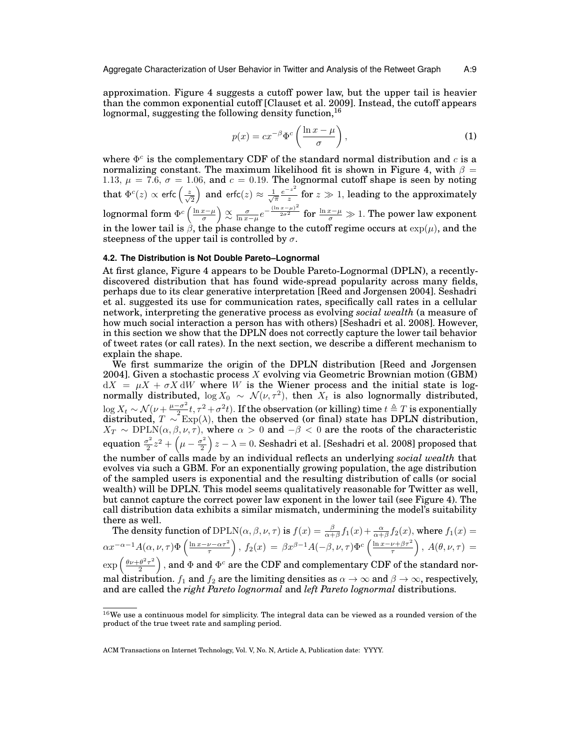approximation. Figure 4 suggests a cutoff power law, but the upper tail is heavier than the common exponential cutoff [Clauset et al. 2009]. Instead, the cutoff appears lognormal, suggesting the following density function,[16]

$$p(x) = cx^{-\beta}\Phi^c\left(\frac{\ln x - \mu}{\sigma}\right), \tag{1}$$

where $\Phi^c$ is the complementary CDF of the standard normal distribution and $c$ is a normalizing constant. The maximum likelihood fit is shown in Figure 4, with $\beta = 1.13$, $\mu = 7.6$, $\sigma = 1.06$, and $c = 0.19$. The lognormal cutoff shape is seen by noting that $\Phi^c(z) \propto \mathsf{erfc}\left(\frac{z}{\sqrt{2}}\right)$ and $\mathsf{erfc}(z) \approx \frac{1}{\sqrt{\pi}}\frac{e^{-z^2}}{z}$ for $z \gg 1$, leading to the approximately lognormal form $\Phi^c\left(\frac{\ln x-\mu}{\sigma}\right) \underset{\sim}{\propto} \frac{\sigma}{\ln x - \mu}e^{-\frac{(\ln x-\mu)^2}{2\sigma^2}}$ for $\frac{\ln x - \mu}{\sigma} \gg 1$. The power law exponent in the lower tail is $\beta$, the phase change to the cutoff regime occurs at $\exp(\mu)$, and the steepness of the upper tail is controlled by $\sigma$.

### 4.2. The Distribution is Not Double Pareto–Lognormal

At first glance, Figure 4 appears to be Double Pareto-Lognormal (DPLN), a recently-discovered distribution that has found wide-spread popularity across many fields, perhaps due to its clear generative interpretation [Reed and Jorgensen 2004]. Seshadri et al. suggested its use for communication rates, specifically call rates in a cellular network, interpreting the generative process as evolving *social wealth* (a measure of how much social interaction a person has with others) [Seshadri et al. 2008]. However, in this section we show that the DPLN does not correctly capture the lower tail behavior of tweet rates (or call rates). In the next section, we describe a different mechanism to explain the shape.

We first summarize the origin of the DPLN distribution [Reed and Jorgensen 2004]. Given a stochastic process $X$ evolving via Geometric Brownian motion (GBM) $\mathrm{d}X = \mu X + \sigma X\,\mathrm{d}W$ where $W$ is the Wiener process and the initial state is lognormally distributed, $\log X_0 \sim \mathcal{N}(\nu, \tau^2)$, then $X_t$ is also lognormally distributed, $\log X_t \sim \mathcal{N}(\nu + \frac{\mu-\sigma^2}{2}t, \tau^2 + \sigma^2 t)$. If the observation (or killing) time $t \triangleq T$ is exponentially distributed, $T \sim \mathrm{Exp}(\lambda)$, then the observed (or final) state has DPLN distribution, $X_T \sim \mathrm{DPLN}(\alpha, \beta, \nu, \tau)$, where $\alpha > 0$ and $-\beta < 0$ are the roots of the characteristic equation $\frac{\sigma^2}{2}z^2 + \left(\mu - \frac{\sigma^2}{2}\right)z - \lambda = 0$. Seshadri et al. [Seshadri et al. 2008] proposed that the number of calls made by an individual reflects an underlying *social wealth* that evolves via such a GBM. For an exponentially growing population, the age distribution of the sampled users is exponential and the resulting distribution of calls (or social wealth) will be DPLN. This model seems qualitatively reasonable for Twitter as well, but cannot capture the correct power law exponent in the lower tail (see Figure 4). The call distribution data exhibits a similar mismatch, undermining the model's suitability there as well.

The density function of $\mathrm{DPLN}(\alpha, \beta, \nu, \tau)$ is $f(x) = \frac{\beta}{\alpha+\beta}f_1(x) + \frac{\alpha}{\alpha+\beta}f_2(x)$, where $f_1(x) = \alpha x^{-\alpha-1}A(\alpha, \nu, \tau)\Phi\left(\frac{\ln x - \nu - \alpha\tau^2}{\tau}\right)$, $f_2(x) = \beta x^{\beta-1}A(-\beta, \nu, \tau)\Phi^c\left(\frac{\ln x - \nu + \beta\tau^2}{\tau}\right)$, $A(\theta, \nu, \tau) = \exp\left(\frac{\theta\nu + \theta^2\tau^2}{2}\right)$, and $\Phi$ and $\Phi^c$ are the CDF and complementary CDF of the standard normal distribution. $f_1$ and $f_2$ are the limiting densities as $\alpha \to \infty$ and $\beta \to \infty$, respectively, and are called the *right Pareto lognormal* and *left Pareto lognormal* distributions.

[16] We use a continuous model for simplicity. The integral data can be viewed as a rounded version of the product of the true tweet rate and sampling period.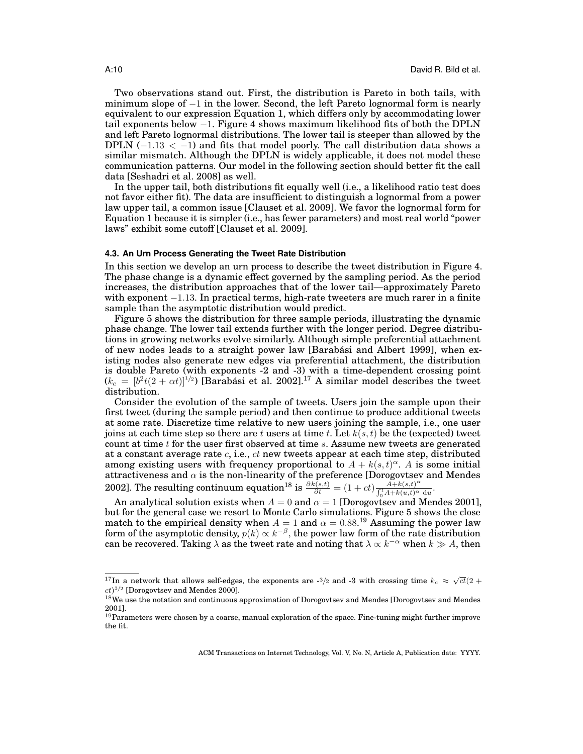Two observations stand out. First, the distribution is Pareto in both tails, with minimum slope of $-1$ in the lower. Second, the left Pareto lognormal form is nearly equivalent to our expression Equation 1, which differs only by accommodating lower tail exponents below $-1$. Figure 4 shows maximum likelihood fits of both the DPLN and left Pareto lognormal distributions. The lower tail is steeper than allowed by the DPLN ($-1.13 < -1$) and fits that model poorly. The call distribution data shows a similar mismatch. Although the DPLN is widely applicable, it does not model these communication patterns. Our model in the following section should better fit the call data [Seshadri et al. 2008] as well.

In the upper tail, both distributions fit equally well (i.e., a likelihood ratio test does not favor either fit). The data are insufficient to distinguish a lognormal from a power law upper tail, a common issue [Clauset et al. 2009]. We favor the lognormal form for Equation 1 because it is simpler (i.e., has fewer parameters) and most real world "power laws" exhibit some cutoff [Clauset et al. 2009].

### 4.3. An Urn Process Generating the Tweet Rate Distribution

In this section we develop an urn process to describe the tweet distribution in Figure 4. The phase change is a dynamic effect governed by the sampling period. As the period increases, the distribution approaches that of the lower tail—approximately Pareto with exponent $-1.13$. In practical terms, high-rate tweeters are much rarer in a finite sample than the asymptotic distribution would predict.

Figure 5 shows the distribution for three sample periods, illustrating the dynamic phase change. The lower tail extends further with the longer period. Degree distributions in growing networks evolve similarly. Although simple preferential attachment of new nodes leads to a straight power law [Barabási and Albert 1999], when existing nodes also generate new edges via preferential attachment, the distribution is double Pareto (with exponents -2 and -3) with a time-dependent crossing point ($k_c = [b^2 t(2 + \alpha t)]^{1/2}$) [Barabási et al. 2002].[17] A similar model describes the tweet distribution.

Consider the evolution of the sample of tweets. Users join the sample upon their first tweet (during the sample period) and then continue to produce additional tweets at some rate. Discretize time relative to new users joining the sample, i.e., one user joins at each time step so there are $t$ users at time $t$. Let $k(s,t)$ be the (expected) tweet count at time $t$ for the user first observed at time $s$. Assume new tweets are generated at a constant average rate $c$, i.e., $ct$ new tweets appear at each time step, distributed among existing users with frequency proportional to $A + k(s,t)^{\alpha}$. $A$ is some initial attractiveness and $\alpha$ is the non-linearity of the preference [Dorogovtsev and Mendes 2002]. The resulting continuum equation[18] is $\frac{\partial k(s,t)}{\partial t} = (1 + ct)\frac{A + k(s,t)^{\alpha}}{\int_0^t A + k(u,t)^{\alpha}\, \mathrm{d}u}$.

An analytical solution exists when $A = 0$ and $\alpha = 1$ [Dorogovtsev and Mendes 2001], but for the general case we resort to Monte Carlo simulations. Figure 5 shows the close match to the empirical density when $A = 1$ and $\alpha = 0.88$.[19] Assuming the power law form of the asymptotic density, $p(k) \propto k^{-\beta}$, the power law form of the rate distribution can be recovered. Taking $\lambda$ as the tweet rate and noting that $\lambda \propto k^{-\alpha}$ when $k \gg A$, then

---

[17] In a network that allows self-edges, the exponents are -3/2 and -3 with crossing time $k_c \approx \sqrt{ct}(2 + ct)^{3/2}$ [Dorogovtsev and Mendes 2000].

[18] We use the notation and continuous approximation of Dorogovtsev and Mendes [Dorogovtsev and Mendes 2001].

[19] Parameters were chosen by a coarse, manual exploration of the space. Fine-tuning might further improve the fit.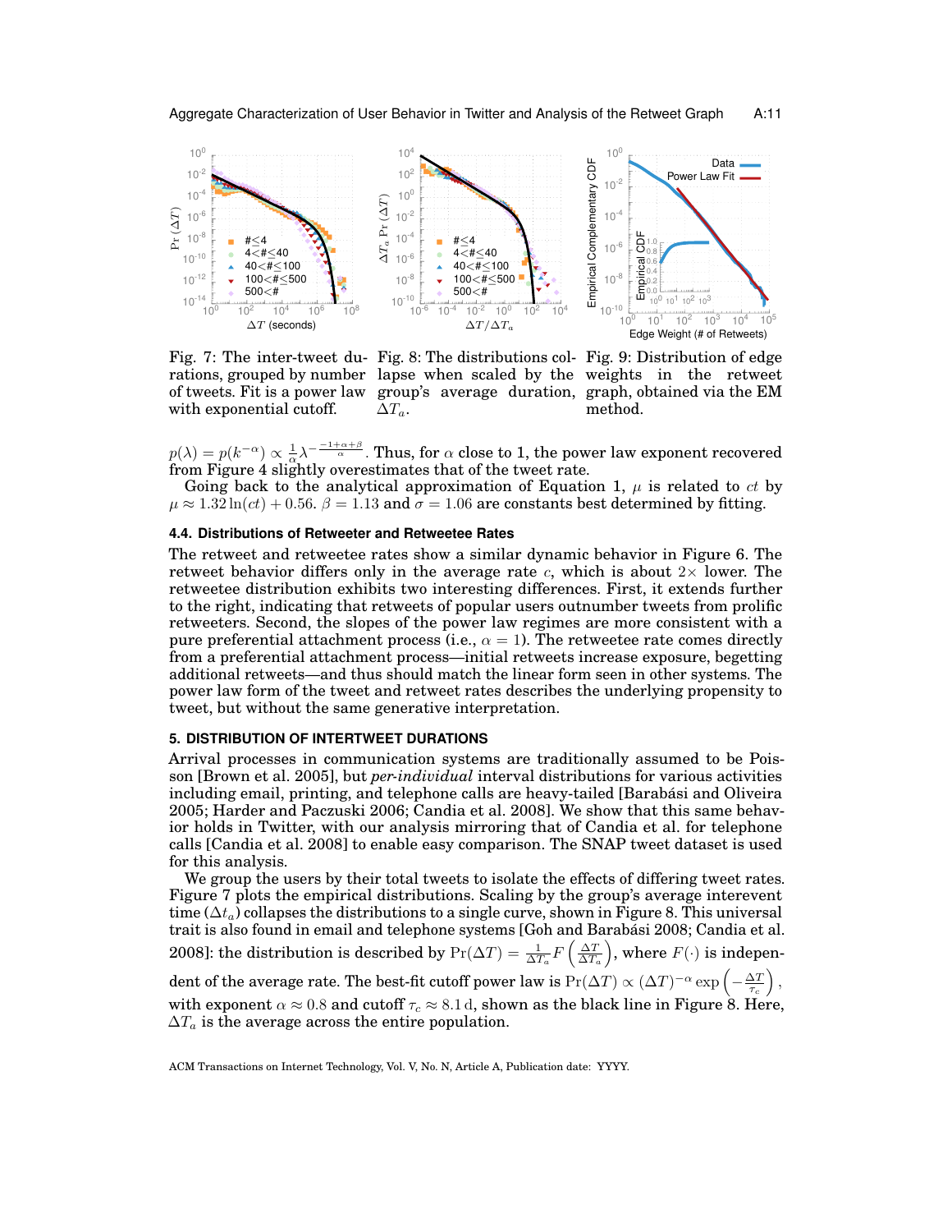Fig. 7: The inter-tweet durations, grouped by number of tweets. Fit is a power law with exponential cutoff.

Fig. 8: The distributions collapse when scaled by the group's average duration, $\Delta T_a$.

Fig. 9: Distribution of edge weights in the retweet graph, obtained via the EM method.

$p(\lambda) = p(k^{-\alpha}) \propto \frac{1}{\alpha}\lambda^{-\frac{-1+\alpha+\beta}{\alpha}}$. Thus, for $\alpha$ close to 1, the power law exponent recovered from Figure 4 slightly overestimates that of the tweet rate.

Going back to the analytical approximation of Equation 1, $\mu$ is related to $ct$ by $\mu \approx 1.32\ln(ct) + 0.56$. $\beta = 1.13$ and $\sigma = 1.06$ are constants best determined by fitting.

### 4.4. Distributions of Retweeter and Retweetee Rates

The retweet and retweetee rates show a similar dynamic behavior in Figure 6. The retweet behavior differs only in the average rate $c$, which is about $2\times$ lower. The retweetee distribution exhibits two interesting differences. First, it extends further to the right, indicating that retweets of popular users outnumber tweets from prolific retweeters. Second, the slopes of the power law regimes are more consistent with a pure preferential attachment process (i.e., $\alpha = 1$). The retweetee rate comes directly from a preferential attachment process—initial retweets increase exposure, begetting additional retweets—and thus should match the linear form seen in other systems. The power law form of the tweet and retweet rates describes the underlying propensity to tweet, but without the same generative interpretation.

## 5. DISTRIBUTION OF INTERTWEET DURATIONS

Arrival processes in communication systems are traditionally assumed to be Poisson [Brown et al. 2005], but *per-individual* interval distributions for various activities including email, printing, and telephone calls are heavy-tailed [Barabási and Oliveira 2005; Harder and Paczuski 2006; Candia et al. 2008]. We show that this same behavior holds in Twitter, with our analysis mirroring that of Candia et al. for telephone calls [Candia et al. 2008] to enable easy comparison. The SNAP tweet dataset is used for this analysis.

We group the users by their total tweets to isolate the effects of differing tweet rates. Figure 7 plots the empirical distributions. Scaling by the group's average interevent time ($\Delta t_a$) collapses the distributions to a single curve, shown in Figure 8. This universal trait is also found in email and telephone systems [Goh and Barabási 2008; Candia et al. 2008]: the distribution is described by $\Pr(\Delta T) = \frac{1}{\Delta T_a} F\left(\frac{\Delta T}{\Delta T_a}\right)$, where $F(\cdot)$ is independent of the average rate. The best-fit cutoff power law is $\Pr(\Delta T) \propto (\Delta T)^{-\alpha} \exp\left(-\frac{\Delta T}{\tau_c}\right)$, with exponent $\alpha \approx 0.8$ and cutoff $\tau_c \approx 8.1\,\mathrm{d}$, shown as the black line in Figure 8. Here, $\Delta T_a$ is the average across the entire population.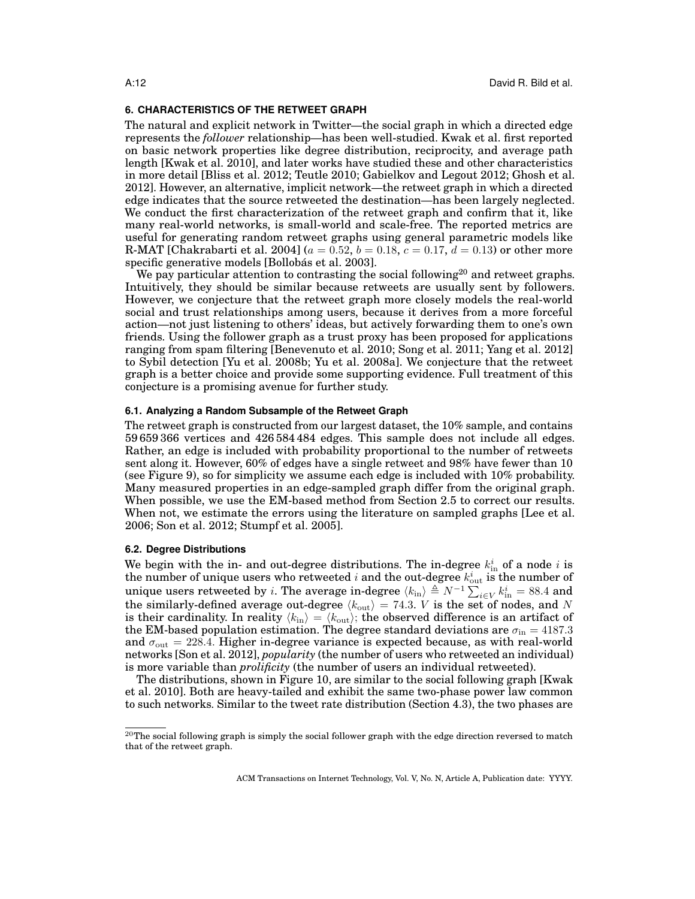## 6. CHARACTERISTICS OF THE RETWEET GRAPH

The natural and explicit network in Twitter—the social graph in which a directed edge represents the *follower* relationship—has been well-studied. Kwak et al. first reported on basic network properties like degree distribution, reciprocity, and average path length [Kwak et al. 2010], and later works have studied these and other characteristics in more detail [Bliss et al. 2012; Teutle 2010; Gabielkov and Legout 2012; Ghosh et al. 2012]. However, an alternative, implicit network—the retweet graph in which a directed edge indicates that the source retweeted the destination—has been largely neglected. We conduct the first characterization of the retweet graph and confirm that it, like many real-world networks, is small-world and scale-free. The reported metrics are useful for generating random retweet graphs using general parametric models like R-MAT [Chakrabarti et al. 2004] ($a = 0.52$, $b = 0.18$, $c = 0.17$, $d = 0.13$) or other more specific generative models [Bollobás et al. 2003].

We pay particular attention to contrasting the social following[20] and retweet graphs. Intuitively, they should be similar because retweets are usually sent by followers. However, we conjecture that the retweet graph more closely models the real-world social and trust relationships among users, because it derives from a more forceful action—not just listening to others' ideas, but actively forwarding them to one's own friends. Using the follower graph as a trust proxy has been proposed for applications ranging from spam filtering [Benevenuto et al. 2010; Song et al. 2011; Yang et al. 2012] to Sybil detection [Yu et al. 2008b; Yu et al. 2008a]. We conjecture that the retweet graph is a better choice and provide some supporting evidence. Full treatment of this conjecture is a promising avenue for further study.

### 6.1. Analyzing a Random Subsample of the Retweet Graph

The retweet graph is constructed from our largest dataset, the 10% sample, and contains 59 659 366 vertices and 426 584 484 edges. This sample does not include all edges. Rather, an edge is included with probability proportional to the number of retweets sent along it. However, 60% of edges have a single retweet and 98% have fewer than 10 (see Figure 9), so for simplicity we assume each edge is included with 10% probability. Many measured properties in an edge-sampled graph differ from the original graph. When possible, we use the EM-based method from Section 2.5 to correct our results. When not, we estimate the errors using the literature on sampled graphs [Lee et al. 2006; Son et al. 2012; Stumpf et al. 2005].

### 6.2. Degree Distributions

We begin with the in- and out-degree distributions. The in-degree $k_{\text{in}}^{i}$ of a node $i$ is the number of unique users who retweeted $i$ and the out-degree $k_{\text{out}}^{i}$ is the number of unique users retweeted by $i$. The average in-degree $\langle k_{\text{in}} \rangle \triangleq N^{-1} \sum_{i \in V} k_{\text{in}}^{i} = 88.4$ and the similarly-defined average out-degree $\langle k_{\text{out}} \rangle = 74.3$. $V$ is the set of nodes, and $N$ is their cardinality. In reality $\langle k_{\text{in}} \rangle = \langle k_{\text{out}} \rangle$; the observed difference is an artifact of the EM-based population estimation. The degree standard deviations are $\sigma_{\text{in}} = 4187.3$ and $\sigma_{\text{out}} = 228.4$. Higher in-degree variance is expected because, as with real-world networks [Son et al. 2012], *popularity* (the number of users who retweeted an individual) is more variable than *prolificity* (the number of users an individual retweeted).

The distributions, shown in Figure 10, are similar to the social following graph [Kwak et al. 2010]. Both are heavy-tailed and exhibit the same two-phase power law common to such networks. Similar to the tweet rate distribution (Section 4.3), the two phases are

[20] The social following graph is simply the social follower graph with the edge direction reversed to match that of the retweet graph.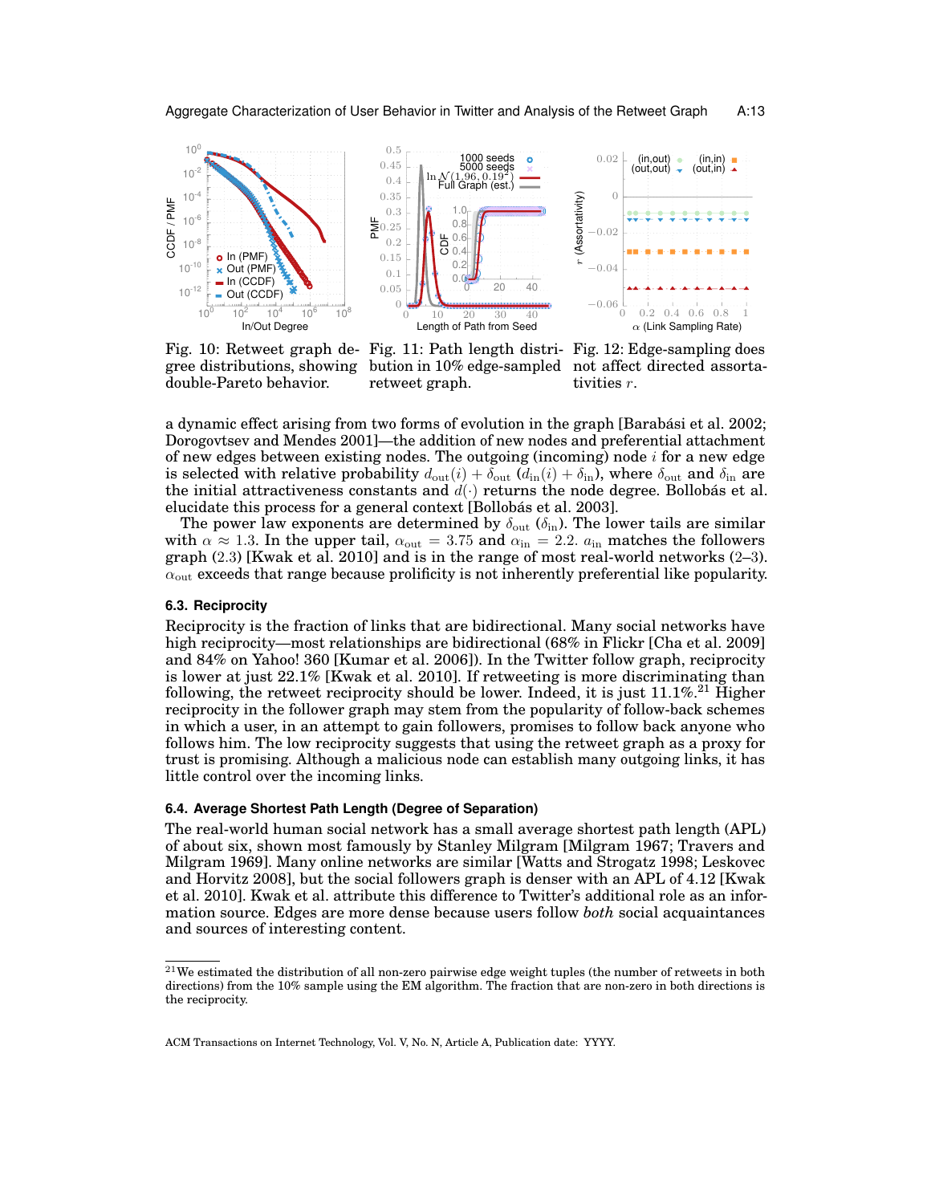Fig. 10: Retweet graph degree distributions, showing double-Pareto behavior.

Fig. 11: Path length distribution in 10% edge-sampled retweet graph.

Fig. 12: Edge-sampling does not affect directed assortativities $r$.

a dynamic effect arising from two forms of evolution in the graph [Barabási et al. 2002; Dorogovtsev and Mendes 2001]—the addition of new nodes and preferential attachment of new edges between existing nodes. The outgoing (incoming) node $i$ for a new edge is selected with relative probability $d_{\text{out}}(i) + \delta_{\text{out}}$ ($d_{\text{in}}(i) + \delta_{\text{in}}$), where $\delta_{\text{out}}$ and $\delta_{\text{in}}$ are the initial attractiveness constants and $d(\cdot)$ returns the node degree. Bollobás et al. elucidate this process for a general context [Bollobás et al. 2003].

The power law exponents are determined by $\delta_{\text{out}}$ ($\delta_{\text{in}}$). The lower tails are similar with $\alpha \approx 1.3$. In the upper tail, $\alpha_{\text{out}} = 3.75$ and $\alpha_{\text{in}} = 2.2$. $a_{\text{in}}$ matches the followers graph (2.3) [Kwak et al. 2010] and is in the range of most real-world networks (2–3). $\alpha_{\text{out}}$ exceeds that range because prolificity is not inherently preferential like popularity.

### 6.3. Reciprocity

Reciprocity is the fraction of links that are bidirectional. Many social networks have high reciprocity—most relationships are bidirectional (68% in Flickr [Cha et al. 2009] and 84% on Yahoo! 360 [Kumar et al. 2006]). In the Twitter follow graph, reciprocity is lower at just 22.1% [Kwak et al. 2010]. If retweeting is more discriminating than following, the retweet reciprocity should be lower. Indeed, it is just 11.1%.[21] Higher reciprocity in the follower graph may stem from the popularity of follow-back schemes in which a user, in an attempt to gain followers, promises to follow back anyone who follows him. The low reciprocity suggests that using the retweet graph as a proxy for trust is promising. Although a malicious node can establish many outgoing links, it has little control over the incoming links.

### 6.4. Average Shortest Path Length (Degree of Separation)

The real-world human social network has a small average shortest path length (APL) of about six, shown most famously by Stanley Milgram [Milgram 1967; Travers and Milgram 1969]. Many online networks are similar [Watts and Strogatz 1998; Leskovec and Horvitz 2008], but the social followers graph is denser with an APL of 4.12 [Kwak et al. 2010]. Kwak et al. attribute this difference to Twitter's additional role as an information source. Edges are more dense because users follow *both* social acquaintances and sources of interesting content.

[21] We estimated the distribution of all non-zero pairwise edge weight tuples (the number of retweets in both directions) from the 10% sample using the EM algorithm. The fraction that are non-zero in both directions is the reciprocity.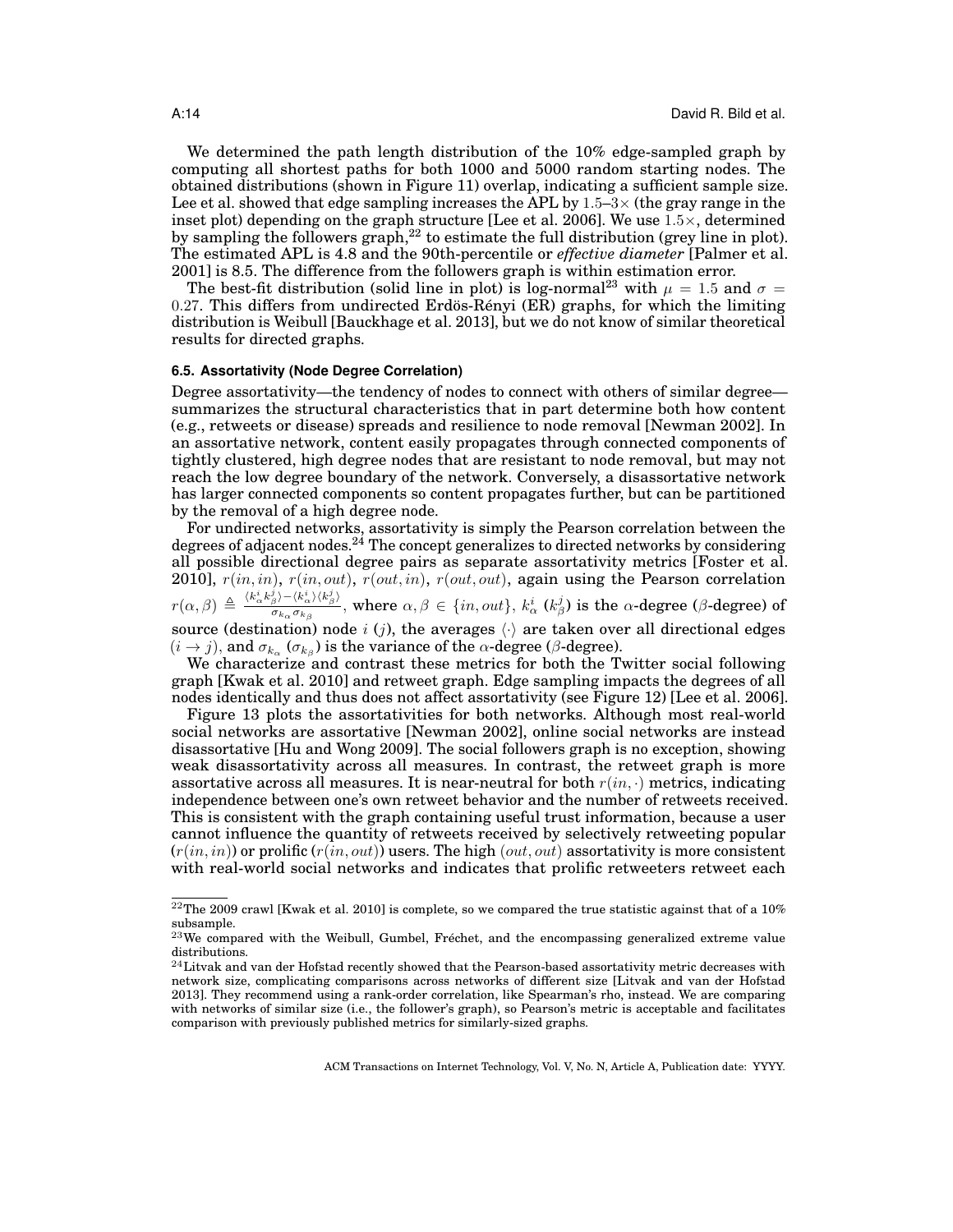We determined the path length distribution of the 10% edge-sampled graph by computing all shortest paths for both 1000 and 5000 random starting nodes. The obtained distributions (shown in Figure 11) overlap, indicating a sufficient sample size. Lee et al. showed that edge sampling increases the APL by $1.5$–$3\times$ (the gray range in the inset plot) depending on the graph structure [Lee et al. 2006]. We use $1.5\times$, determined by sampling the followers graph,[22] to estimate the full distribution (grey line in plot). The estimated APL is 4.8 and the 90th-percentile or *effective diameter* [Palmer et al. 2001] is 8.5. The difference from the followers graph is within estimation error.

The best-fit distribution (solid line in plot) is log-normal[23] with $\mu = 1.5$ and $\sigma = 0.27$. This differs from undirected Erdös-Rényi (ER) graphs, for which the limiting distribution is Weibull [Bauckhage et al. 2013], but we do not know of similar theoretical results for directed graphs.

### 6.5. Assortativity (Node Degree Correlation)

Degree assortativity—the tendency of nodes to connect with others of similar degree—summarizes the structural characteristics that in part determine both how content (e.g., retweets or disease) spreads and resilience to node removal [Newman 2002]. In an assortative network, content easily propagates through connected components of tightly clustered, high degree nodes that are resistant to node removal, but may not reach the low degree boundary of the network. Conversely, a disassortative network has larger connected components so content propagates further, but can be partitioned by the removal of a high degree node.

For undirected networks, assortativity is simply the Pearson correlation between the degrees of adjacent nodes.[24] The concept generalizes to directed networks by considering all possible directional degree pairs as separate assortativity metrics [Foster et al. 2010], $r(in, in)$, $r(in, out)$, $r(out, in)$, $r(out, out)$, again using the Pearson correlation $r(\alpha, \beta) \triangleq \frac{\langle k_\alpha^i k_\beta^j \rangle - \langle k_\alpha^i \rangle \langle k_\beta^j \rangle}{\sigma_{k_\alpha} \sigma_{k_\beta}}$, where $\alpha, \beta \in \{in, out\}$, $k_\alpha^i$ ($k_\beta^j$) is the $\alpha$-degree ($\beta$-degree) of source (destination) node $i$ ($j$), the averages $\langle \cdot \rangle$ are taken over all directional edges $(i \rightarrow j)$, and $\sigma_{k_\alpha}$ ($\sigma_{k_\beta}$) is the variance of the $\alpha$-degree ($\beta$-degree).

We characterize and contrast these metrics for both the Twitter social following graph [Kwak et al. 2010] and retweet graph. Edge sampling impacts the degrees of all nodes identically and thus does not affect assortativity (see Figure 12) [Lee et al. 2006].

Figure 13 plots the assortativities for both networks. Although most real-world social networks are assortative [Newman 2002], online social networks are instead disassortative [Hu and Wong 2009]. The social followers graph is no exception, showing weak disassortativity across all measures. In contrast, the retweet graph is more assortative across all measures. It is near-neutral for both $r(in, \cdot)$ metrics, indicating independence between one's own retweet behavior and the number of retweets received. This is consistent with the graph containing useful trust information, because a user cannot influence the quantity of retweets received by selectively retweeting popular ($r(in, in)$) or prolific ($r(in, out)$) users. The high $(out, out)$ assortativity is more consistent with real-world social networks and indicates that prolific retweeters retweet each

---

[22] The 2009 crawl [Kwak et al. 2010] is complete, so we compared the true statistic against that of a 10% subsample.

[23] We compared with the Weibull, Gumbel, Fréchet, and the encompassing generalized extreme value distributions.

[24] Litvak and van der Hofstad recently showed that the Pearson-based assortativity metric decreases with network size, complicating comparisons across networks of different size [Litvak and van der Hofstad 2013]. They recommend using a rank-order correlation, like Spearman's rho, instead. We are comparing with networks of similar size (i.e., the follower's graph), so Pearson's metric is acceptable and facilitates comparison with previously published metrics for similarly-sized graphs.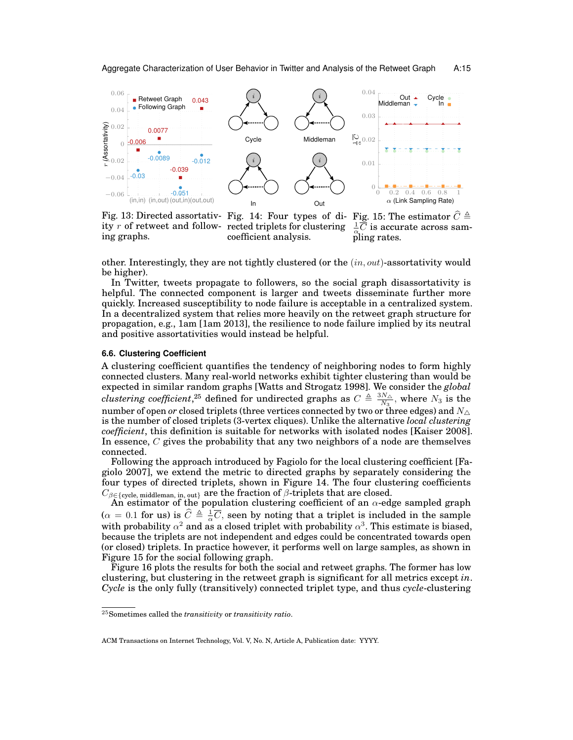Fig. 13: Directed assortativity $r$ of retweet and following graphs.

Fig. 14: Four types of directed triplets for clustering coefficient analysis.

Fig. 15: The estimator $\widehat{C} \triangleq \frac{1}{\alpha}\overline{C}$ is accurate across sampling rates.

other. Interestingly, they are not tightly clustered (or the $(in, out)$-assortativity would be higher).

In Twitter, tweets propagate to followers, so the social graph disassortativity is helpful. The connected component is larger and tweets disseminate further more quickly. Increased susceptibility to node failure is acceptable in a centralized system. In a decentralized system that relies more heavily on the retweet graph structure for propagation, e.g., 1am [1am 2013], the resilience to node failure implied by its neutral and positive assortativities would instead be helpful.

### 6.6. Clustering Coefficient

A clustering coefficient quantifies the tendency of neighboring nodes to form highly connected clusters. Many real-world networks exhibit tighter clustering than would be expected in similar random graphs [Watts and Strogatz 1998]. We consider the *global clustering coefficient*,[25] defined for undirected graphs as $C \triangleq \frac{3N_\triangle}{N_3}$, where $N_3$ is the number of open *or* closed triplets (three vertices connected by two or three edges) and $N_\triangle$ is the number of closed triplets (3-vertex cliques). Unlike the alternative *local clustering coefficient*, this definition is suitable for networks with isolated nodes [Kaiser 2008]. In essence, $C$ gives the probability that any two neighbors of a node are themselves connected.

Following the approach introduced by Fagiolo for the local clustering coefficient [Fagiolo 2007], we extend the metric to directed graphs by separately considering the four types of directed triplets, shown in Figure 14. The four clustering coefficients $C_{\beta \in \{\text{cycle, middleman, in, out}\}}$ are the fraction of $\beta$-triplets that are closed.

An estimator of the population clustering coefficient of an $\alpha$-edge sampled graph ($\alpha = 0.1$ for us) is $\widehat{C} \triangleq \frac{1}{\alpha}\overline{C}$, seen by noting that a triplet is included in the sample with probability $\alpha^2$ and as a closed triplet with probability $\alpha^3$. This estimate is biased, because the triplets are not independent and edges could be concentrated towards open (or closed) triplets. In practice however, it performs well on large samples, as shown in Figure 15 for the social following graph.

Figure 16 plots the results for both the social and retweet graphs. The former has low clustering, but clustering in the retweet graph is significant for all metrics except *in*. *Cycle* is the only fully (transitively) connected triplet type, and thus *cycle*-clustering

[25] Sometimes called the *transitivity* or *transitivity ratio*.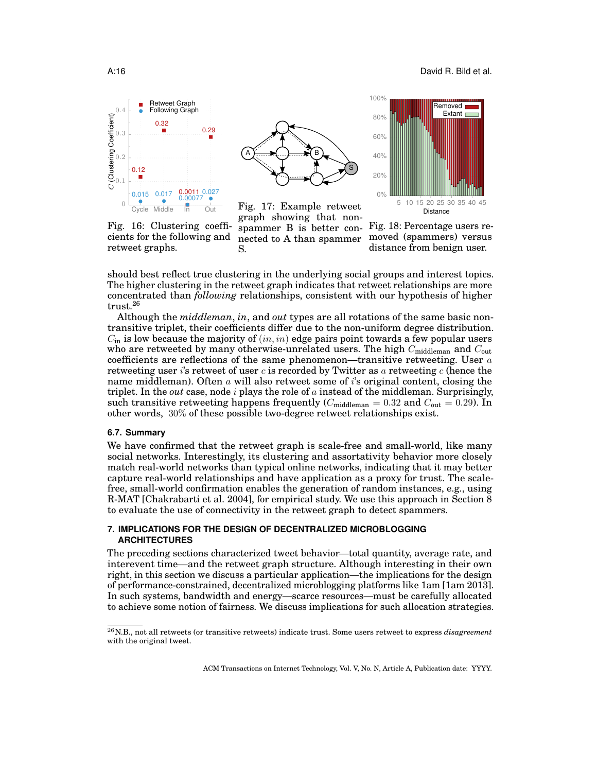Fig. 16: Clustering coefficients for the following and retweet graphs.

Fig. 17: Example retweet graph showing that non-spammer B is better connected to A than spammer S.

Fig. 18: Percentage users removed (spammers) versus distance from benign user.

should best reflect true clustering in the underlying social groups and interest topics. The higher clustering in the retweet graph indicates that retweet relationships are more concentrated than *following* relationships, consistent with our hypothesis of higher trust.[26]

Although the *middleman*, *in*, and *out* types are all rotations of the same basic non-transitive triplet, their coefficients differ due to the non-uniform degree distribution. $C_{\text{in}}$ is low because the majority of $(in, in)$ edge pairs point towards a few popular users who are retweeted by many otherwise-unrelated users. The high $C_{\text{middleman}}$ and $C_{\text{out}}$ coefficients are reflections of the same phenomenon—transitive retweeting. User $a$ retweeting user $i$'s retweet of user $c$ is recorded by Twitter as $a$ retweeting $c$ (hence the name middleman). Often $a$ will also retweet some of $i$'s original content, closing the triplet. In the *out* case, node $i$ plays the role of $a$ instead of the middleman. Surprisingly, such transitive retweeting happens frequently ($C_{\text{middleman}} = 0.32$ and $C_{\text{out}} = 0.29$). In other words, $30\%$ of these possible two-degree retweet relationships exist.

### 6.7. Summary

We have confirmed that the retweet graph is scale-free and small-world, like many social networks. Interestingly, its clustering and assortativity behavior more closely match real-world networks than typical online networks, indicating that it may better capture real-world relationships and have application as a proxy for trust. The scale-free, small-world confirmation enables the generation of random instances, e.g., using R-MAT [Chakrabarti et al. 2004], for empirical study. We use this approach in Section 8 to evaluate the use of connectivity in the retweet graph to detect spammers.

## 7. IMPLICATIONS FOR THE DESIGN OF DECENTRALIZED MICROBLOGGING ARCHITECTURES

The preceding sections characterized tweet behavior—total quantity, average rate, and interevent time—and the retweet graph structure. Although interesting in their own right, in this section we discuss a particular application—the implications for the design of performance-constrained, decentralized microblogging platforms like 1am [1am 2013]. In such systems, bandwidth and energy—scarce resources—must be carefully allocated to achieve some notion of fairness. We discuss implications for such allocation strategies.

[26] N.B., not all retweets (or transitive retweets) indicate trust. Some users retweet to express *disagreement* with the original tweet.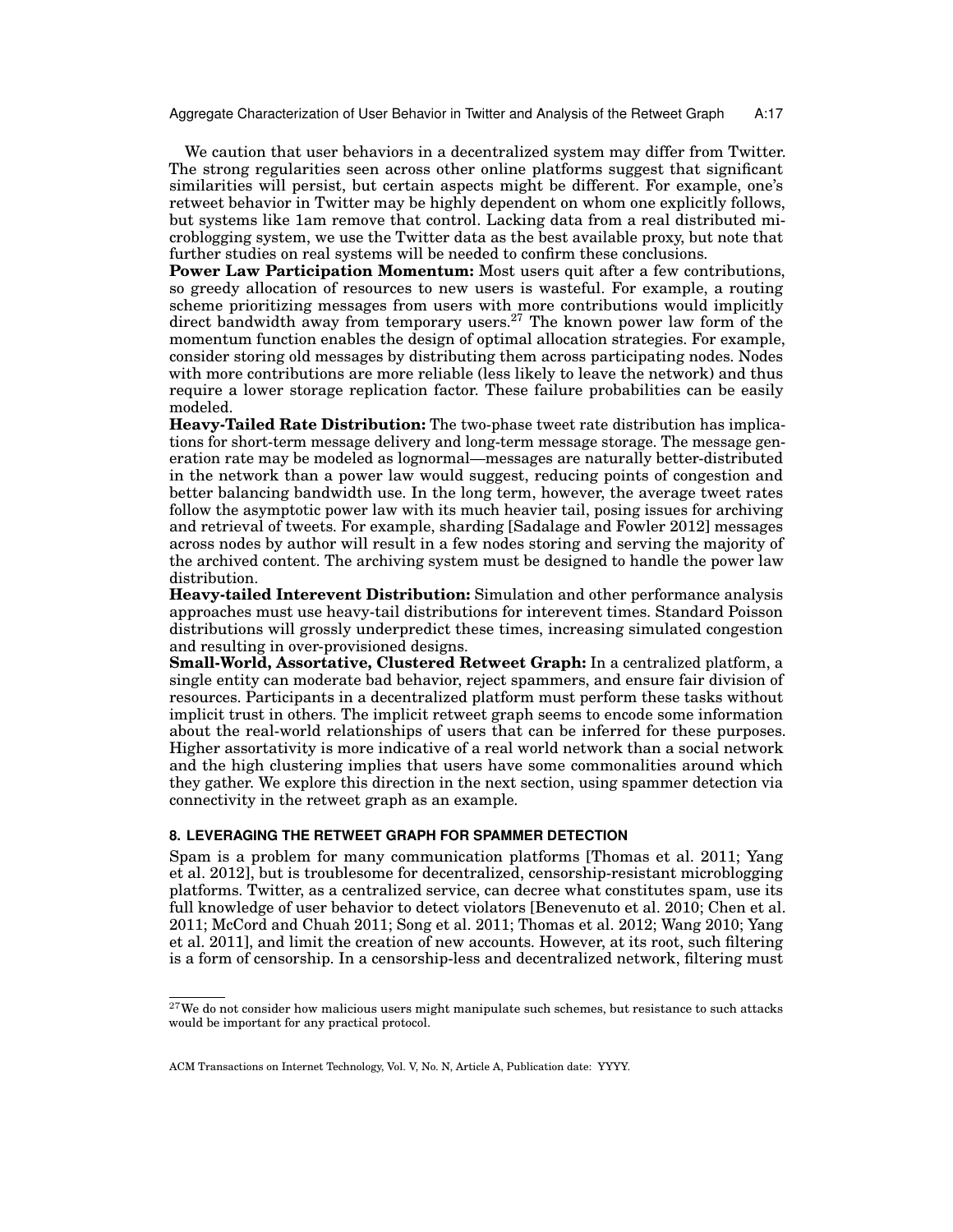We caution that user behaviors in a decentralized system may differ from Twitter. The strong regularities seen across other online platforms suggest that significant similarities will persist, but certain aspects might be different. For example, one's retweet behavior in Twitter may be highly dependent on whom one explicitly follows, but systems like 1am remove that control. Lacking data from a real distributed microblogging system, we use the Twitter data as the best available proxy, but note that further studies on real systems will be needed to confirm these conclusions.

**Power Law Participation Momentum:** Most users quit after a few contributions, so greedy allocation of resources to new users is wasteful. For example, a routing scheme prioritizing messages from users with more contributions would implicitly direct bandwidth away from temporary users.[27] The known power law form of the momentum function enables the design of optimal allocation strategies. For example, consider storing old messages by distributing them across participating nodes. Nodes with more contributions are more reliable (less likely to leave the network) and thus require a lower storage replication factor. These failure probabilities can be easily modeled.

**Heavy-Tailed Rate Distribution:** The two-phase tweet rate distribution has implications for short-term message delivery and long-term message storage. The message generation rate may be modeled as lognormal—messages are naturally better-distributed in the network than a power law would suggest, reducing points of congestion and better balancing bandwidth use. In the long term, however, the average tweet rates follow the asymptotic power law with its much heavier tail, posing issues for archiving and retrieval of tweets. For example, sharding [Sadalage and Fowler 2012] messages across nodes by author will result in a few nodes storing and serving the majority of the archived content. The archiving system must be designed to handle the power law distribution.

**Heavy-tailed Interevent Distribution:** Simulation and other performance analysis approaches must use heavy-tail distributions for interevent times. Standard Poisson distributions will grossly underpredict these times, increasing simulated congestion and resulting in over-provisioned designs.

**Small-World, Assortative, Clustered Retweet Graph:** In a centralized platform, a single entity can moderate bad behavior, reject spammers, and ensure fair division of resources. Participants in a decentralized platform must perform these tasks without implicit trust in others. The implicit retweet graph seems to encode some information about the real-world relationships of users that can be inferred for these purposes. Higher assortativity is more indicative of a real world network than a social network and the high clustering implies that users have some commonalities around which they gather. We explore this direction in the next section, using spammer detection via connectivity in the retweet graph as an example.

## 8. LEVERAGING THE RETWEET GRAPH FOR SPAMMER DETECTION

Spam is a problem for many communication platforms [Thomas et al. 2011; Yang et al. 2012], but is troublesome for decentralized, censorship-resistant microblogging platforms. Twitter, as a centralized service, can decree what constitutes spam, use its full knowledge of user behavior to detect violators [Benevenuto et al. 2010; Chen et al. 2011; McCord and Chuah 2011; Song et al. 2011; Thomas et al. 2012; Wang 2010; Yang et al. 2011], and limit the creation of new accounts. However, at its root, such filtering is a form of censorship. In a censorship-less and decentralized network, filtering must

[27] We do not consider how malicious users might manipulate such schemes, but resistance to such attacks would be important for any practical protocol.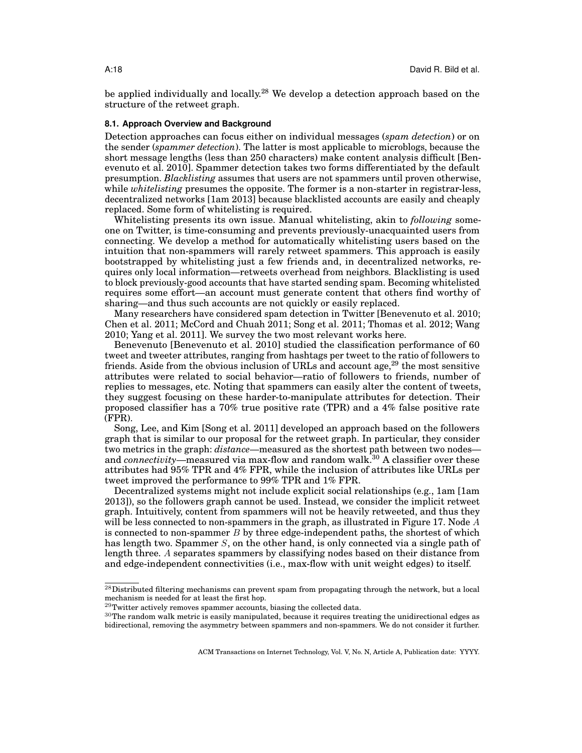be applied individually and locally.[28] We develop a detection approach based on the structure of the retweet graph.

### 8.1. Approach Overview and Background

Detection approaches can focus either on individual messages (*spam detection*) or on the sender (*spammer detection*). The latter is most applicable to microblogs, because the short message lengths (less than 250 characters) make content analysis difficult [Benevenuto et al. 2010]. Spammer detection takes two forms differentiated by the default presumption. *Blacklisting* assumes that users are not spammers until proven otherwise, while *whitelisting* presumes the opposite. The former is a non-starter in registrar-less, decentralized networks [1am 2013] because blacklisted accounts are easily and cheaply replaced. Some form of whitelisting is required.

Whitelisting presents its own issue. Manual whitelisting, akin to *following* someone on Twitter, is time-consuming and prevents previously-unacquainted users from connecting. We develop a method for automatically whitelisting users based on the intuition that non-spammers will rarely retweet spammers. This approach is easily bootstrapped by whitelisting just a few friends and, in decentralized networks, requires only local information—retweets overhead from neighbors. Blacklisting is used to block previously-good accounts that have started sending spam. Becoming whitelisted requires some effort—an account must generate content that others find worthy of sharing—and thus such accounts are not quickly or easily replaced.

Many researchers have considered spam detection in Twitter [Benevenuto et al. 2010; Chen et al. 2011; McCord and Chuah 2011; Song et al. 2011; Thomas et al. 2012; Wang 2010; Yang et al. 2011]. We survey the two most relevant works here.

Benevenuto [Benevenuto et al. 2010] studied the classification performance of 60 tweet and tweeter attributes, ranging from hashtags per tweet to the ratio of followers to friends. Aside from the obvious inclusion of URLs and account age,[29] the most sensitive attributes were related to social behavior—ratio of followers to friends, number of replies to messages, etc. Noting that spammers can easily alter the content of tweets, they suggest focusing on these harder-to-manipulate attributes for detection. Their proposed classifier has a 70% true positive rate (TPR) and a 4% false positive rate (FPR).

Song, Lee, and Kim [Song et al. 2011] developed an approach based on the followers graph that is similar to our proposal for the retweet graph. In particular, they consider two metrics in the graph: *distance*—measured as the shortest path between two nodes—and *connectivity*—measured via max-flow and random walk.[30] A classifier over these attributes had 95% TPR and 4% FPR, while the inclusion of attributes like URLs per tweet improved the performance to 99% TPR and 1% FPR.

Decentralized systems might not include explicit social relationships (e.g., 1am [1am 2013]), so the followers graph cannot be used. Instead, we consider the implicit retweet graph. Intuitively, content from spammers will not be heavily retweeted, and thus they will be less connected to non-spammers in the graph, as illustrated in Figure 17. Node $A$ is connected to non-spammer $B$ by three edge-independent paths, the shortest of which has length two. Spammer $S$, on the other hand, is only connected via a single path of length three. $A$ separates spammers by classifying nodes based on their distance from and edge-independent connectivities (i.e., max-flow with unit weight edges) to itself.

---

[28] Distributed filtering mechanisms can prevent spam from propagating through the network, but a local mechanism is needed for at least the first hop.

[29] Twitter actively removes spammer accounts, biasing the collected data.

[30] The random walk metric is easily manipulated, because it requires treating the unidirectional edges as bidirectional, removing the asymmetry between spammers and non-spammers. We do not consider it further.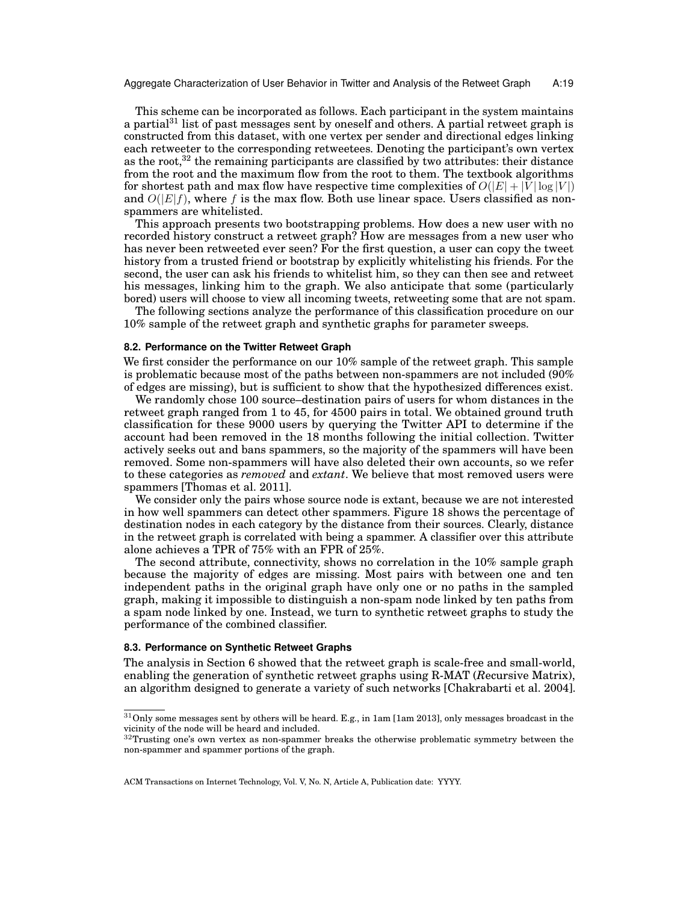This scheme can be incorporated as follows. Each participant in the system maintains a partial[31] list of past messages sent by oneself and others. A partial retweet graph is constructed from this dataset, with one vertex per sender and directional edges linking each retweeter to the corresponding retweetees. Denoting the participant's own vertex as the root,[32] the remaining participants are classified by two attributes: their distance from the root and the maximum flow from the root to them. The textbook algorithms for shortest path and max flow have respective time complexities of $O(|E| + |V| \log |V|)$ and $O(|E|f)$, where $f$ is the max flow. Both use linear space. Users classified as non-spammers are whitelisted.

This approach presents two bootstrapping problems. How does a new user with no recorded history construct a retweet graph? How are messages from a new user who has never been retweeted ever seen? For the first question, a user can copy the tweet history from a trusted friend or bootstrap by explicitly whitelisting his friends. For the second, the user can ask his friends to whitelist him, so they can then see and retweet his messages, linking him to the graph. We also anticipate that some (particularly bored) users will choose to view all incoming tweets, retweeting some that are not spam.

The following sections analyze the performance of this classification procedure on our 10% sample of the retweet graph and synthetic graphs for parameter sweeps.

### 8.2. Performance on the Twitter Retweet Graph

We first consider the performance on our 10% sample of the retweet graph. This sample is problematic because most of the paths between non-spammers are not included (90% of edges are missing), but is sufficient to show that the hypothesized differences exist.

We randomly chose 100 source–destination pairs of users for whom distances in the retweet graph ranged from 1 to 45, for 4500 pairs in total. We obtained ground truth classification for these 9000 users by querying the Twitter API to determine if the account had been removed in the 18 months following the initial collection. Twitter actively seeks out and bans spammers, so the majority of the spammers will have been removed. Some non-spammers will have also deleted their own accounts, so we refer to these categories as *removed* and *extant*. We believe that most removed users were spammers [Thomas et al. 2011].

We consider only the pairs whose source node is extant, because we are not interested in how well spammers can detect other spammers. Figure 18 shows the percentage of destination nodes in each category by the distance from their sources. Clearly, distance in the retweet graph is correlated with being a spammer. A classifier over this attribute alone achieves a TPR of 75% with an FPR of 25%.

The second attribute, connectivity, shows no correlation in the 10% sample graph because the majority of edges are missing. Most pairs with between one and ten independent paths in the original graph have only one or no paths in the sampled graph, making it impossible to distinguish a non-spam node linked by ten paths from a spam node linked by one. Instead, we turn to synthetic retweet graphs to study the performance of the combined classifier.

### 8.3. Performance on Synthetic Retweet Graphs

The analysis in Section 6 showed that the retweet graph is scale-free and small-world, enabling the generation of synthetic retweet graphs using R-MAT (*R*ecursive Matrix), an algorithm designed to generate a variety of such networks [Chakrabarti et al. 2004].

---

[31] Only some messages sent by others will be heard. E.g., in 1am [1am 2013], only messages broadcast in the vicinity of the node will be heard and included.

[32] Trusting one's own vertex as non-spammer breaks the otherwise problematic symmetry between the non-spammer and spammer portions of the graph.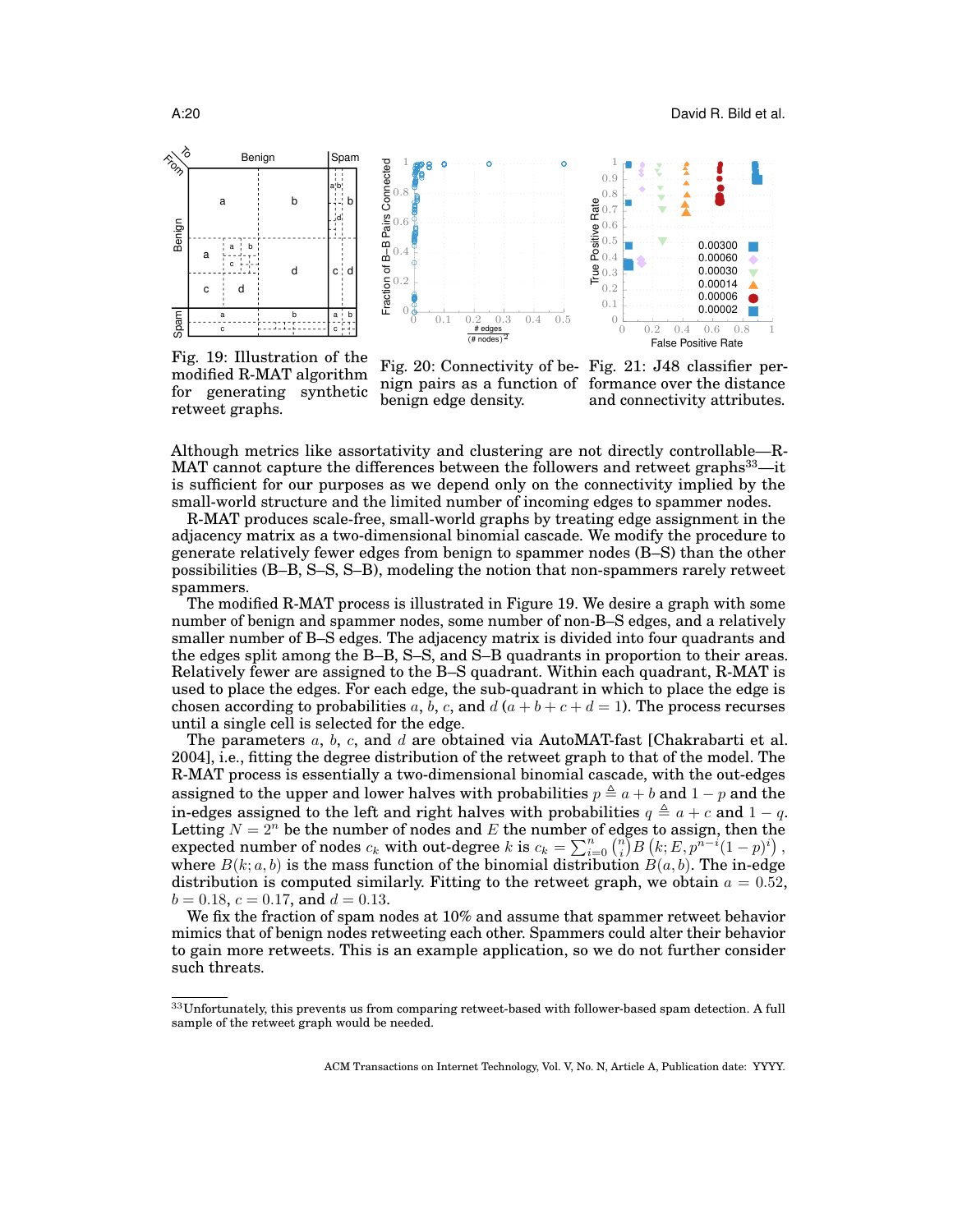Fig. 19: Illustration of the modified R-MAT algorithm for generating synthetic retweet graphs.

Fig. 20: Connectivity of benign pairs as a function of benign edge density.

Fig. 21: J48 classifier performance over the distance and connectivity attributes.

Although metrics like assortativity and clustering are not directly controllable—R-MAT cannot capture the differences between the followers and retweet graphs[33]—it is sufficient for our purposes as we depend only on the connectivity implied by the small-world structure and the limited number of incoming edges to spammer nodes.

R-MAT produces scale-free, small-world graphs by treating edge assignment in the adjacency matrix as a two-dimensional binomial cascade. We modify the procedure to generate relatively fewer edges from benign to spammer nodes (B–S) than the other possibilities (B–B, S–S, S–B), modeling the notion that non-spammers rarely retweet spammers.

The modified R-MAT process is illustrated in Figure 19. We desire a graph with some number of benign and spammer nodes, some number of non-B–S edges, and a relatively smaller number of B–S edges. The adjacency matrix is divided into four quadrants and the edges split among the B–B, S–S, and S–B quadrants in proportion to their areas. Relatively fewer are assigned to the B–S quadrant. Within each quadrant, R-MAT is used to place the edges. For each edge, the sub-quadrant in which to place the edge is chosen according to probabilities $a$, $b$, $c$, and $d$ ($a + b + c + d = 1$). The process recurses until a single cell is selected for the edge.

The parameters $a$, $b$, $c$, and $d$ are obtained via AutoMAT-fast [Chakrabarti et al. 2004], i.e., fitting the degree distribution of the retweet graph to that of the model. The R-MAT process is essentially a two-dimensional binomial cascade, with the out-edges assigned to the upper and lower halves with probabilities $p \triangleq a + b$ and $1 - p$ and the in-edges assigned to the left and right halves with probabilities $q \triangleq a + c$ and $1 - q$. Letting $N = 2^n$ be the number of nodes and $E$ the number of edges to assign, then the expected number of nodes $c_k$ with out-degree $k$ is $c_k = \sum_{i=0}^{n} \binom{n}{i} B\left(k; E, p^{n-i}(1-p)^i\right)$, where $B(k; a, b)$ is the mass function of the binomial distribution $B(a, b)$. The in-edge distribution is computed similarly. Fitting to the retweet graph, we obtain $a = 0.52$, $b = 0.18$, $c = 0.17$, and $d = 0.13$.

We fix the fraction of spam nodes at 10% and assume that spammer retweet behavior mimics that of benign nodes retweeting each other. Spammers could alter their behavior to gain more retweets. This is an example application, so we do not further consider such threats.

[33] Unfortunately, this prevents us from comparing retweet-based with follower-based spam detection. A full sample of the retweet graph would be needed.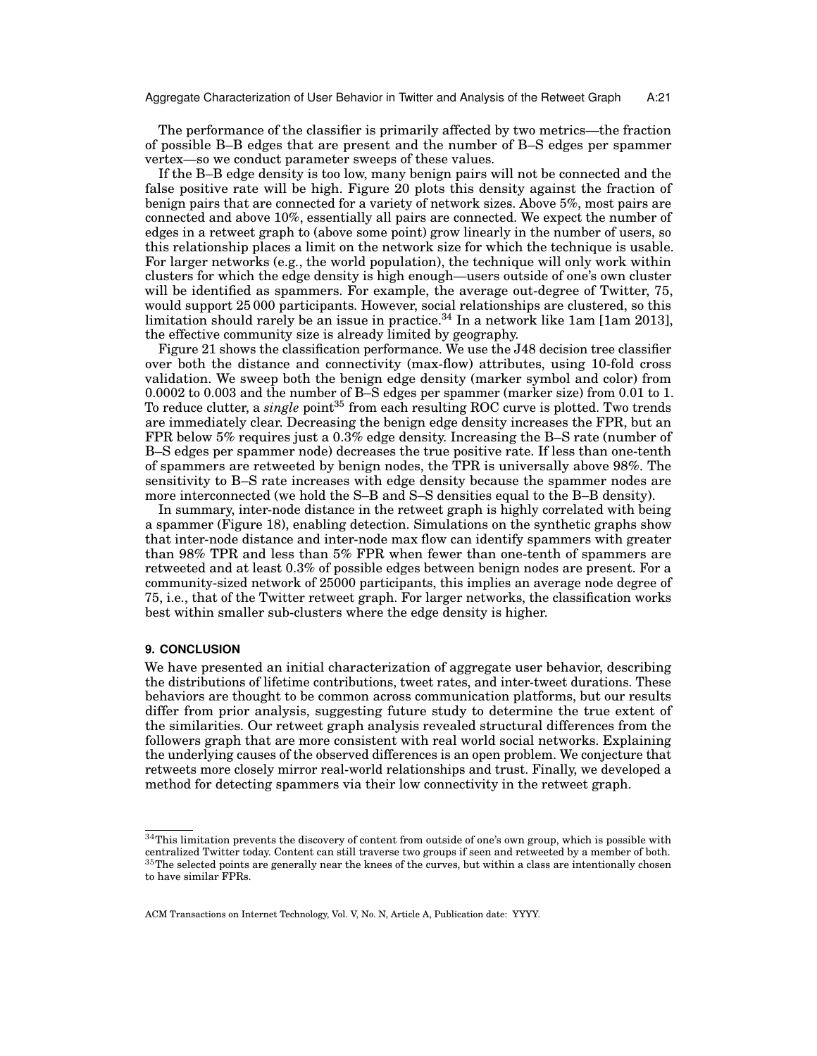The performance of the classifier is primarily affected by two metrics—the fraction of possible B–B edges that are present and the number of B–S edges per spammer vertex—so we conduct parameter sweeps of these values.

If the B–B edge density is too low, many benign pairs will not be connected and the false positive rate will be high. Figure 20 plots this density against the fraction of benign pairs that are connected for a variety of network sizes. Above 5%, most pairs are connected and above 10%, essentially all pairs are connected. We expect the number of edges in a retweet graph to (above some point) grow linearly in the number of users, so this relationship places a limit on the network size for which the technique is usable. For larger networks (e.g., the world population), the technique will only work within clusters for which the edge density is high enough—users outside of one's own cluster will be identified as spammers. For example, the average out-degree of Twitter, 75, would support 25 000 participants. However, social relationships are clustered, so this limitation should rarely be an issue in practice.[34] In a network like 1am [1am 2013], the effective community size is already limited by geography.

Figure 21 shows the classification performance. We use the J48 decision tree classifier over both the distance and connectivity (max-flow) attributes, using 10-fold cross validation. We sweep both the benign edge density (marker symbol and color) from 0.0002 to 0.003 and the number of B–S edges per spammer (marker size) from 0.01 to 1. To reduce clutter, a *single* point[35] from each resulting ROC curve is plotted. Two trends are immediately clear. Decreasing the benign edge density increases the FPR, but an FPR below 5% requires just a 0.3% edge density. Increasing the B–S rate (number of B–S edges per spammer node) decreases the true positive rate. If less than one-tenth of spammers are retweeted by benign nodes, the TPR is universally above 98%. The sensitivity to B–S rate increases with edge density because the spammer nodes are more interconnected (we hold the S–B and S–S densities equal to the B–B density).

In summary, inter-node distance in the retweet graph is highly correlated with being a spammer (Figure 18), enabling detection. Simulations on the synthetic graphs show that inter-node distance and inter-node max flow can identify spammers with greater than 98% TPR and less than 5% FPR when fewer than one-tenth of spammers are retweeted and at least 0.3% of possible edges between benign nodes are present. For a community-sized network of 25000 participants, this implies an average node degree of 75, i.e., that of the Twitter retweet graph. For larger networks, the classification works best within smaller sub-clusters where the edge density is higher.

## 9. CONCLUSION

We have presented an initial characterization of aggregate user behavior, describing the distributions of lifetime contributions, tweet rates, and inter-tweet durations. These behaviors are thought to be common across communication platforms, but our results differ from prior analysis, suggesting future study to determine the true extent of the similarities. Our retweet graph analysis revealed structural differences from the followers graph that are more consistent with real world social networks. Explaining the underlying causes of the observed differences is an open problem. We conjecture that retweets more closely mirror real-world relationships and trust. Finally, we developed a method for detecting spammers via their low connectivity in the retweet graph.

---

[34] This limitation prevents the discovery of content from outside of one's own group, which is possible with centralized Twitter today. Content can still traverse two groups if seen and retweeted by a member of both.

[35] The selected points are generally near the knees of the curves, but within a class are intentionally chosen to have similar FPRs.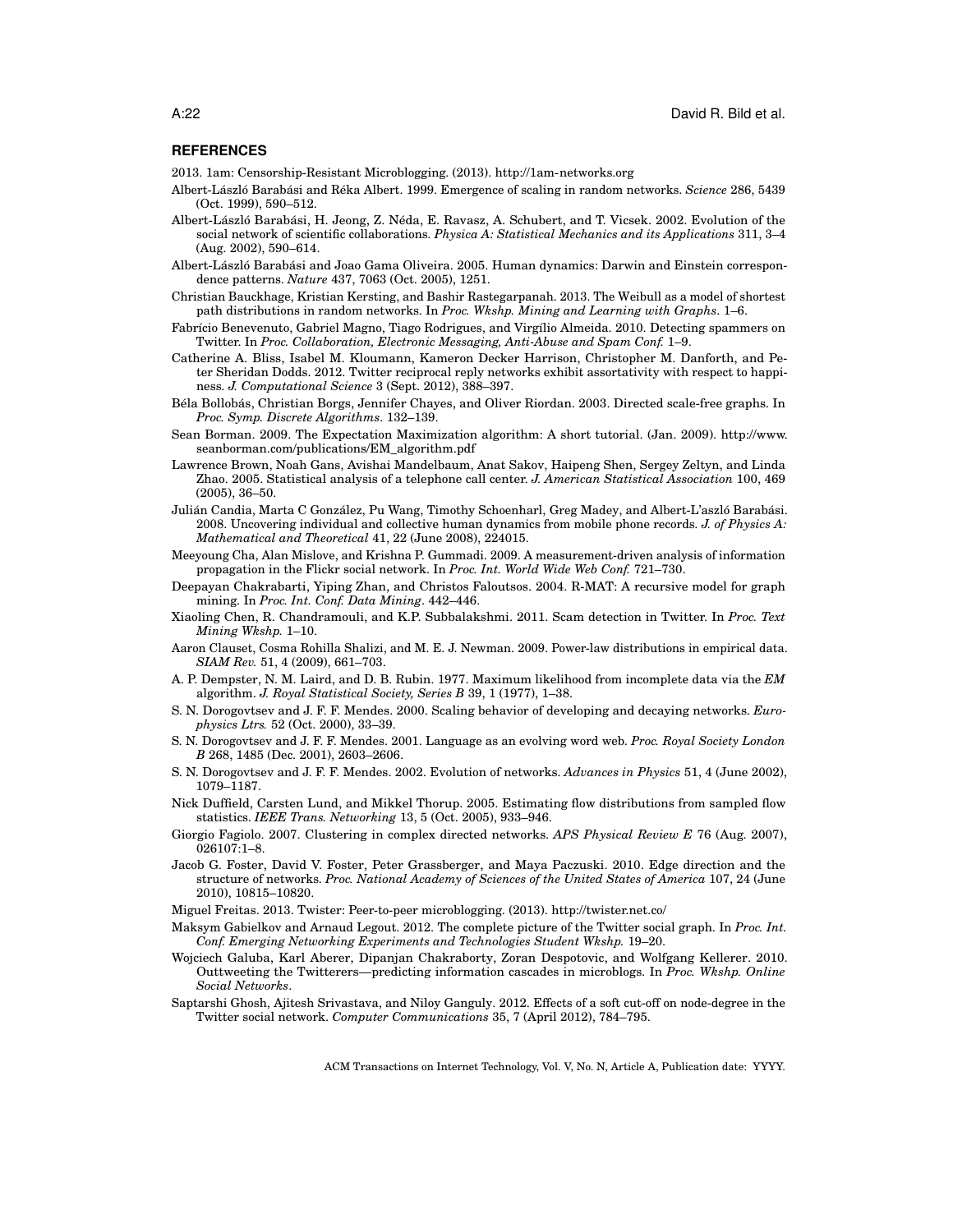## REFERENCES

2013. 1am: Censorship-Resistant Microblogging. (2013). http://1am-networks.org

Albert-László Barabási and Réka Albert. 1999. Emergence of scaling in random networks. *Science* 286, 5439 (Oct. 1999), 590–512.

Albert-László Barabási, H. Jeong, Z. Néda, E. Ravasz, A. Schubert, and T. Vicsek. 2002. Evolution of the social network of scientific collaborations. *Physica A: Statistical Mechanics and its Applications* 311, 3–4 (Aug. 2002), 590–614.

Albert-László Barabási and Joao Gama Oliveira. 2005. Human dynamics: Darwin and Einstein correspondence patterns. *Nature* 437, 7063 (Oct. 2005), 1251.

Christian Bauckhage, Kristian Kersting, and Bashir Rastegarpanah. 2013. The Weibull as a model of shortest path distributions in random networks. In *Proc. Wkshp. Mining and Learning with Graphs*. 1–6.

Fabrício Benevenuto, Gabriel Magno, Tiago Rodrigues, and Virgílio Almeida. 2010. Detecting spammers on Twitter. In *Proc. Collaboration, Electronic Messaging, Anti-Abuse and Spam Conf.* 1–9.

Catherine A. Bliss, Isabel M. Kloumann, Kameron Decker Harrison, Christopher M. Danforth, and Peter Sheridan Dodds. 2012. Twitter reciprocal reply networks exhibit assortativity with respect to happiness. *J. Computational Science* 3 (Sept. 2012), 388–397.

Béla Bollobás, Christian Borgs, Jennifer Chayes, and Oliver Riordan. 2003. Directed scale-free graphs. In *Proc. Symp. Discrete Algorithms*. 132–139.

Sean Borman. 2009. The Expectation Maximization algorithm: A short tutorial. (Jan. 2009). http://www.seanborman.com/publications/EM_algorithm.pdf

Lawrence Brown, Noah Gans, Avishai Mandelbaum, Anat Sakov, Haipeng Shen, Sergey Zeltyn, and Linda Zhao. 2005. Statistical analysis of a telephone call center. *J. American Statistical Association* 100, 469 (2005), 36–50.

Julián Candia, Marta C González, Pu Wang, Timothy Schoenharl, Greg Madey, and Albert-L'aszló Barabási. 2008. Uncovering individual and collective human dynamics from mobile phone records. *J. of Physics A: Mathematical and Theoretical* 41, 22 (June 2008), 224015.

Meeyoung Cha, Alan Mislove, and Krishna P. Gummadi. 2009. A measurement-driven analysis of information propagation in the Flickr social network. In *Proc. Int. World Wide Web Conf.* 721–730.

Deepayan Chakrabarti, Yiping Zhan, and Christos Faloutsos. 2004. R-MAT: A recursive model for graph mining. In *Proc. Int. Conf. Data Mining*. 442–446.

Xiaoling Chen, R. Chandramouli, and K.P. Subbalakshmi. 2011. Scam detection in Twitter. In *Proc. Text Mining Wkshp.* 1–10.

Aaron Clauset, Cosma Rohilla Shalizi, and M. E. J. Newman. 2009. Power-law distributions in empirical data. *SIAM Rev.* 51, 4 (2009), 661–703.

A. P. Dempster, N. M. Laird, and D. B. Rubin. 1977. Maximum likelihood from incomplete data via the *EM* algorithm. *J. Royal Statistical Society, Series B* 39, 1 (1977), 1–38.

S. N. Dorogovtsev and J. F. F. Mendes. 2000. Scaling behavior of developing and decaying networks. *Europhysics Ltrs.* 52 (Oct. 2000), 33–39.

S. N. Dorogovtsev and J. F. F. Mendes. 2001. Language as an evolving word web. *Proc. Royal Society London B* 268, 1485 (Dec. 2001), 2603–2606.

S. N. Dorogovtsev and J. F. F. Mendes. 2002. Evolution of networks. *Advances in Physics* 51, 4 (June 2002), 1079–1187.

Nick Duffield, Carsten Lund, and Mikkel Thorup. 2005. Estimating flow distributions from sampled flow statistics. *IEEE Trans. Networking* 13, 5 (Oct. 2005), 933–946.

Giorgio Fagiolo. 2007. Clustering in complex directed networks. *APS Physical Review E* 76 (Aug. 2007), 026107:1–8.

Jacob G. Foster, David V. Foster, Peter Grassberger, and Maya Paczuski. 2010. Edge direction and the structure of networks. *Proc. National Academy of Sciences of the United States of America* 107, 24 (June 2010), 10815–10820.

Miguel Freitas. 2013. Twister: Peer-to-peer microblogging. (2013). http://twister.net.co/

Maksym Gabielkov and Arnaud Legout. 2012. The complete picture of the Twitter social graph. In *Proc. Int. Conf. Emerging Networking Experiments and Technologies Student Wkshp.* 19–20.

Wojciech Galuba, Karl Aberer, Dipanjan Chakraborty, Zoran Despotovic, and Wolfgang Kellerer. 2010. Outtweeting the Twitterers—predicting information cascades in microblogs. In *Proc. Wkshp. Online Social Networks*.

Saptarshi Ghosh, Ajitesh Srivastava, and Niloy Ganguly. 2012. Effects of a soft cut-off on node-degree in the Twitter social network. *Computer Communications* 35, 7 (April 2012), 784–795.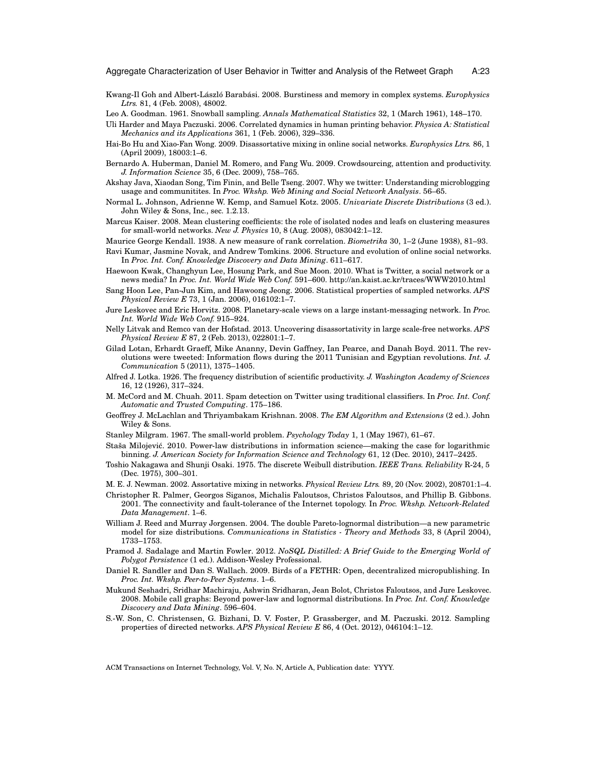Kwang-Il Goh and Albert-László Barabási. 2008. Burstiness and memory in complex systems. *Europhysics Ltrs.* 81, 4 (Feb. 2008), 48002.

Leo A. Goodman. 1961. Snowball sampling. *Annals Mathematical Statistics* 32, 1 (March 1961), 148–170.

Uli Harder and Maya Paczuski. 2006. Correlated dynamics in human printing behavior. *Physica A: Statistical Mechanics and its Applications* 361, 1 (Feb. 2006), 329–336.

Hai-Bo Hu and Xiao-Fan Wong. 2009. Disassortative mixing in online social networks. *Europhysics Ltrs.* 86, 1 (April 2009), 18003:1–6.

Bernardo A. Huberman, Daniel M. Romero, and Fang Wu. 2009. Crowdsourcing, attention and productivity. *J. Information Science* 35, 6 (Dec. 2009), 758–765.

Akshay Java, Xiaodan Song, Tim Finin, and Belle Tseng. 2007. Why we twitter: Understanding microblogging usage and communitites. In *Proc. Wkshp. Web Mining and Social Network Analysis*. 56–65.

Normal L. Johnson, Adrienne W. Kemp, and Samuel Kotz. 2005. *Univariate Discrete Distributions* (3 ed.). John Wiley & Sons, Inc., sec. 1.2.13.

Marcus Kaiser. 2008. Mean clustering coefficients: the role of isolated nodes and leafs on clustering measures for small-world networks. *New J. Physics* 10, 8 (Aug. 2008), 083042:1–12.

Maurice George Kendall. 1938. A new measure of rank correlation. *Biometrika* 30, 1–2 (June 1938), 81–93.

Ravi Kumar, Jasmine Novak, and Andrew Tomkins. 2006. Structure and evolution of online social networks. In *Proc. Int. Conf. Knowledge Discovery and Data Mining*. 611–617.

Haewoon Kwak, Changhyun Lee, Hosung Park, and Sue Moon. 2010. What is Twitter, a social network or a news media? In *Proc. Int. World Wide Web Conf.* 591–600. http://an.kaist.ac.kr/traces/WWW2010.html

Sang Hoon Lee, Pan-Jun Kim, and Hawoong Jeong. 2006. Statistical properties of sampled networks. *APS Physical Review E* 73, 1 (Jan. 2006), 016102:1–7.

Jure Leskovec and Eric Horvitz. 2008. Planetary-scale views on a large instant-messaging network. In *Proc. Int. World Wide Web Conf.* 915–924.

Nelly Litvak and Remco van der Hofstad. 2013. Uncovering disassortativity in large scale-free networks. *APS Physical Review E* 87, 2 (Feb. 2013), 022801:1–7.

Gilad Lotan, Erhardt Graeff, Mike Ananny, Devin Gaffney, Ian Pearce, and Danah Boyd. 2011. The revolutions were tweeted: Information flows during the 2011 Tunisian and Egyptian revolutions. *Int. J. Communication* 5 (2011), 1375–1405.

Alfred J. Lotka. 1926. The frequency distribution of scientific productivity. *J. Washington Academy of Sciences* 16, 12 (1926), 317–324.

M. McCord and M. Chuah. 2011. Spam detection on Twitter using traditional classifiers. In *Proc. Int. Conf. Automatic and Trusted Computing*. 175–186.

Geoffrey J. McLachlan and Thriyambakam Krishnan. 2008. *The EM Algorithm and Extensions* (2 ed.). John Wiley & Sons.

Stanley Milgram. 1967. The small-world problem. *Psychology Today* 1, 1 (May 1967), 61–67.

Staša Milojević. 2010. Power-law distributions in information science—making the case for logarithmic binning. *J. American Society for Information Science and Technology* 61, 12 (Dec. 2010), 2417–2425.

Toshio Nakagawa and Shunji Osaki. 1975. The discrete Weibull distribution. *IEEE Trans. Reliability* R-24, 5 (Dec. 1975), 300–301.

M. E. J. Newman. 2002. Assortative mixing in networks. *Physical Review Ltrs.* 89, 20 (Nov. 2002), 208701:1–4.

Christopher R. Palmer, Georgos Siganos, Michalis Faloutsos, Christos Faloutsos, and Phillip B. Gibbons. 2001. The connectivity and fault-tolerance of the Internet topology. In *Proc. Wkshp. Network-Related Data Management*. 1–6.

William J. Reed and Murray Jorgensen. 2004. The double Pareto-lognormal distribution—a new parametric model for size distributions. *Communications in Statistics - Theory and Methods* 33, 8 (April 2004), 1733–1753.

Pramod J. Sadalage and Martin Fowler. 2012. *NoSQL Distilled: A Brief Guide to the Emerging World of Polygot Persistence* (1 ed.). Addison-Wesley Professional.

Daniel R. Sandler and Dan S. Wallach. 2009. Birds of a FETHR: Open, decentralized micropublishing. In *Proc. Int. Wkshp. Peer-to-Peer Systems*. 1–6.

Mukund Seshadri, Sridhar Machiraju, Ashwin Sridharan, Jean Bolot, Christos Faloutsos, and Jure Leskovec. 2008. Mobile call graphs: Beyond power-law and lognormal distributions. In *Proc. Int. Conf. Knowledge Discovery and Data Mining*. 596–604.

S.-W. Son, C. Christensen, G. Bizhani, D. V. Foster, P. Grassberger, and M. Paczuski. 2012. Sampling properties of directed networks. *APS Physical Review E* 86, 4 (Oct. 2012), 046104:1–12.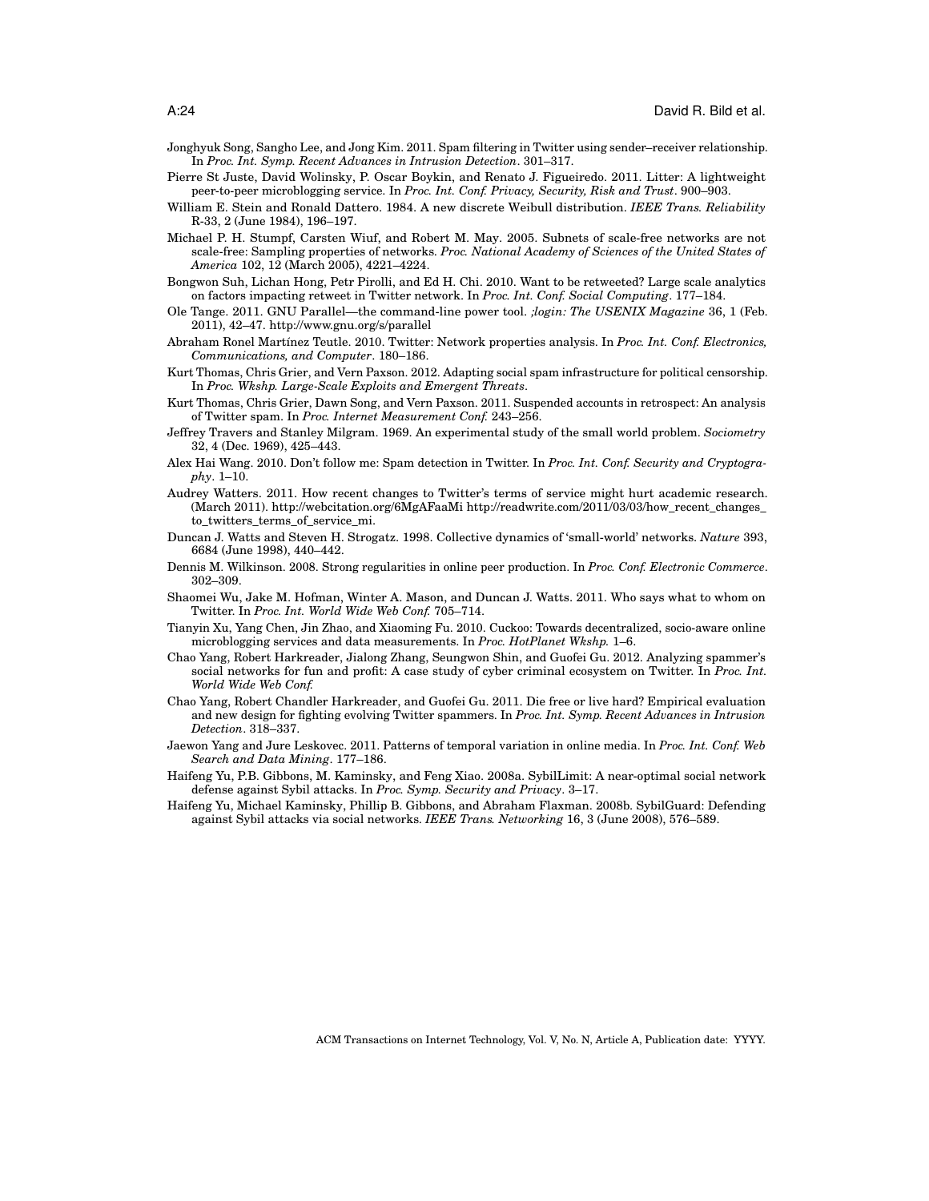Jonghyuk Song, Sangho Lee, and Jong Kim. 2011. Spam filtering in Twitter using sender–receiver relationship. In *Proc. Int. Symp. Recent Advances in Intrusion Detection*. 301–317.

Pierre St Juste, David Wolinsky, P. Oscar Boykin, and Renato J. Figueiredo. 2011. Litter: A lightweight peer-to-peer microblogging service. In *Proc. Int. Conf. Privacy, Security, Risk and Trust*. 900–903.

William E. Stein and Ronald Dattero. 1984. A new discrete Weibull distribution. *IEEE Trans. Reliability* R-33, 2 (June 1984), 196–197.

Michael P. H. Stumpf, Carsten Wiuf, and Robert M. May. 2005. Subnets of scale-free networks are not scale-free: Sampling properties of networks. *Proc. National Academy of Sciences of the United States of America* 102, 12 (March 2005), 4221–4224.

Bongwon Suh, Lichan Hong, Petr Pirolli, and Ed H. Chi. 2010. Want to be retweeted? Large scale analytics on factors impacting retweet in Twitter network. In *Proc. Int. Conf. Social Computing*. 177–184.

Ole Tange. 2011. GNU Parallel—the command-line power tool. *;login: The USENIX Magazine* 36, 1 (Feb. 2011), 42–47. http://www.gnu.org/s/parallel

Abraham Ronel Martínez Teutle. 2010. Twitter: Network properties analysis. In *Proc. Int. Conf. Electronics, Communications, and Computer*. 180–186.

Kurt Thomas, Chris Grier, and Vern Paxson. 2012. Adapting social spam infrastructure for political censorship. In *Proc. Wkshp. Large-Scale Exploits and Emergent Threats*.

Kurt Thomas, Chris Grier, Dawn Song, and Vern Paxson. 2011. Suspended accounts in retrospect: An analysis of Twitter spam. In *Proc. Internet Measurement Conf.* 243–256.

Jeffrey Travers and Stanley Milgram. 1969. An experimental study of the small world problem. *Sociometry* 32, 4 (Dec. 1969), 425–443.

Alex Hai Wang. 2010. Don't follow me: Spam detection in Twitter. In *Proc. Int. Conf. Security and Cryptography*. 1–10.

Audrey Watters. 2011. How recent changes to Twitter's terms of service might hurt academic research. (March 2011). http://webcitation.org/6MgAFaaMi http://readwrite.com/2011/03/03/how_recent_changes_to_twitters_terms_of_service_mi.

Duncan J. Watts and Steven H. Strogatz. 1998. Collective dynamics of 'small-world' networks. *Nature* 393, 6684 (June 1998), 440–442.

Dennis M. Wilkinson. 2008. Strong regularities in online peer production. In *Proc. Conf. Electronic Commerce*. 302–309.

Shaomei Wu, Jake M. Hofman, Winter A. Mason, and Duncan J. Watts. 2011. Who says what to whom on Twitter. In *Proc. Int. World Wide Web Conf.* 705–714.

Tianyin Xu, Yang Chen, Jin Zhao, and Xiaoming Fu. 2010. Cuckoo: Towards decentralized, socio-aware online microblogging services and data measurements. In *Proc. HotPlanet Wkshp.* 1–6.

Chao Yang, Robert Harkreader, Jialong Zhang, Seungwon Shin, and Guofei Gu. 2012. Analyzing spammer's social networks for fun and profit: A case study of cyber criminal ecosystem on Twitter. In *Proc. Int. World Wide Web Conf.*

Chao Yang, Robert Chandler Harkreader, and Guofei Gu. 2011. Die free or live hard? Empirical evaluation and new design for fighting evolving Twitter spammers. In *Proc. Int. Symp. Recent Advances in Intrusion Detection*. 318–337.

Jaewon Yang and Jure Leskovec. 2011. Patterns of temporal variation in online media. In *Proc. Int. Conf. Web Search and Data Mining*. 177–186.

Haifeng Yu, P.B. Gibbons, M. Kaminsky, and Feng Xiao. 2008a. SybilLimit: A near-optimal social network defense against Sybil attacks. In *Proc. Symp. Security and Privacy*. 3–17.

Haifeng Yu, Michael Kaminsky, Phillip B. Gibbons, and Abraham Flaxman. 2008b. SybilGuard: Defending against Sybil attacks via social networks. *IEEE Trans. Networking* 16, 3 (June 2008), 576–589.